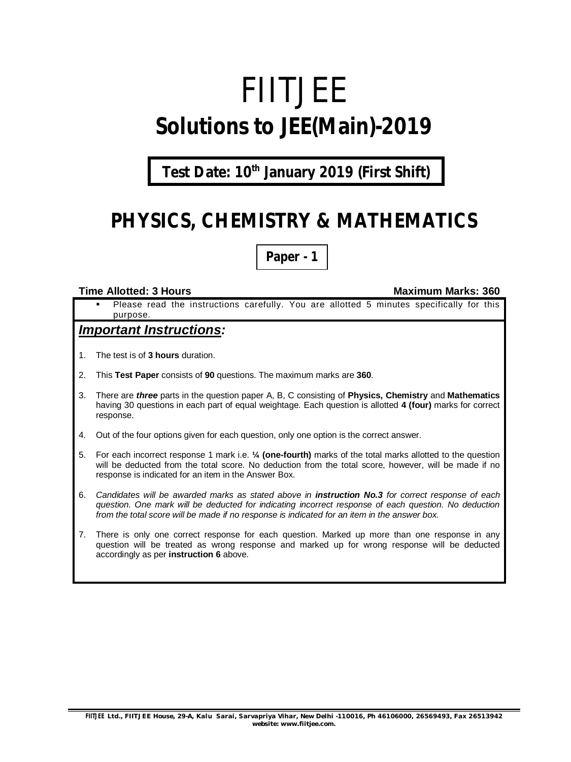# FIITJEE

# Solutions to JEE(Main)-2019

**Test Date: 10th January 2019 (First Shift)**

## PHYSICS, CHEMISTRY & MATHEMATICS

**Paper - 1**

**Time Allotted: 3 Hours** **Maximum Marks: 360**

- Please read the instructions carefully. You are allotted 5 minutes specifically for this purpose.

### ***Important Instructions:***

1. The test is of **3 hours** duration.
2. This **Test Paper** consists of **90** questions. The maximum marks are **360**.
3. There are ***three*** parts in the question paper A, B, C consisting of **Physics, Chemistry** and **Mathematics** having 30 questions in each part of equal weightage. Each question is allotted **4 (four)** marks for correct response.
4. Out of the four options given for each question, only one option is the correct answer.
5. For each incorrect response 1 mark i.e. **¼ (one-fourth)** marks of the total marks allotted to the question will be deducted from the total score. No deduction from the total score, however, will be made if no response is indicated for an item in the Answer Box.
6. *Candidates will be awarded marks as stated above in **instruction No.3** for correct response of each question. One mark will be deducted for indicating incorrect response of each question. No deduction from the total score will be made if no response is indicated for an item in the answer box.*
7. There is only one correct response for each question. Marked up more than one response in any question will be treated as wrong response and marked up for wrong response will be deducted accordingly as per **instruction 6** above.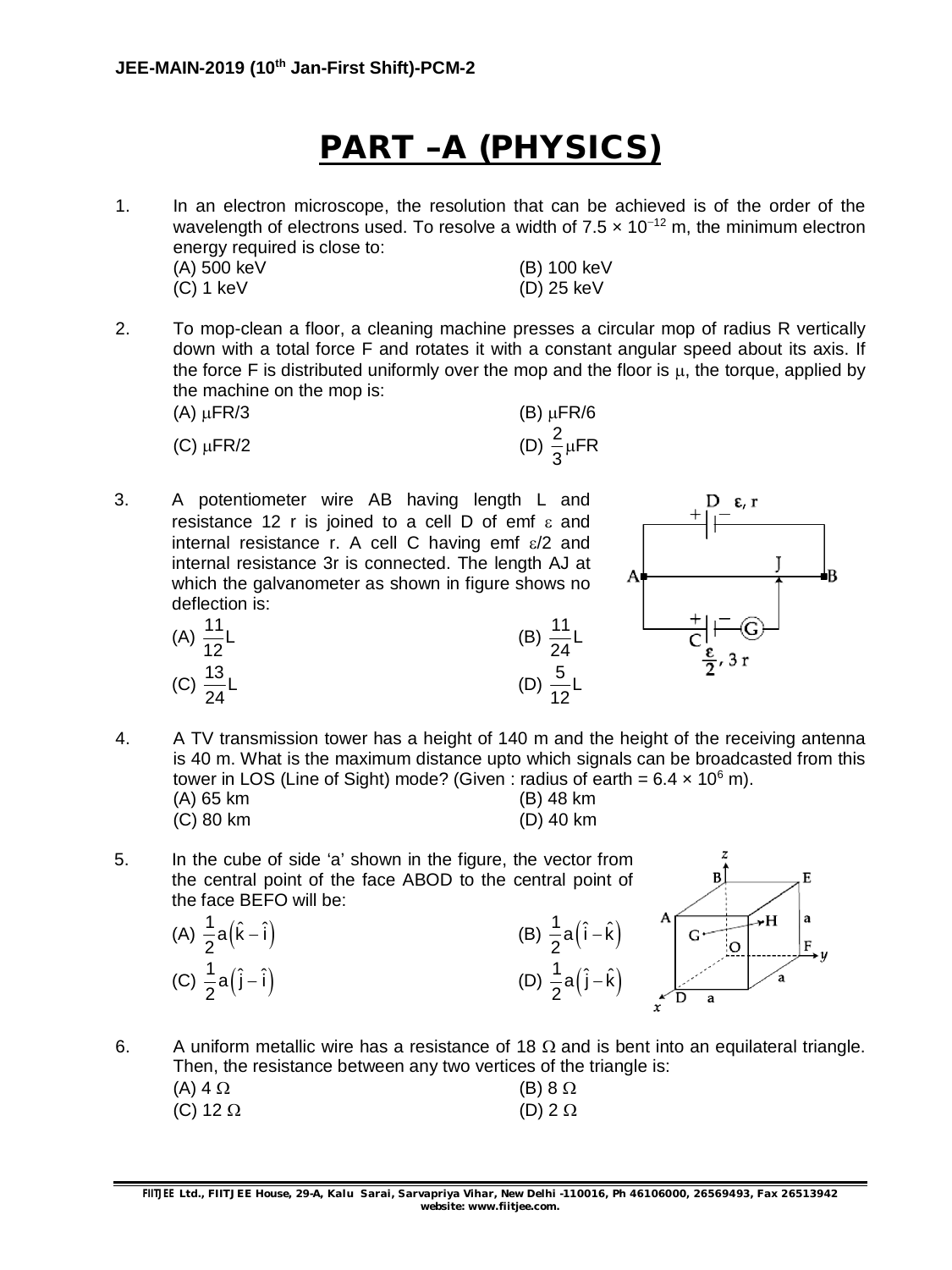# PART –A (PHYSICS)

1. In an electron microscope, the resolution that can be achieved is of the order of the wavelength of electrons used. To resolve a width of $7.5 \times 10^{-12}$ m, the minimum electron energy required is close to:
   (A) 500 keV (B) 100 keV
   (C) 1 keV (D) 25 keV

2. To mop-clean a floor, a cleaning machine presses a circular mop of radius R vertically down with a total force F and rotates it with a constant angular speed about its axis. If the force F is distributed uniformly over the mop and the floor is $\mu$, the torque, applied by the machine on the mop is:
   (A) $\mu FR/3$ (B) $\mu FR/6$
   (C) $\mu FR/2$ (D) $\frac{2}{3}\mu FR$

3. A potentiometer wire AB having length L and resistance 12 r is joined to a cell D of emf $\varepsilon$ and internal resistance r. A cell C having emf $\varepsilon/2$ and internal resistance 3r is connected. The length AJ at which the galvanometer as shown in figure shows no deflection is:
   (A) $\frac{11}{12}L$ (B) $\frac{11}{24}L$
   (C) $\frac{13}{24}L$ (D) $\frac{5}{12}L$

4. A TV transmission tower has a height of 140 m and the height of the receiving antenna is 40 m. What is the maximum distance upto which signals can be broadcasted from this tower in LOS (Line of Sight) mode? (Given : radius of earth = $6.4 \times 10^{6}$ m).
   (A) 65 km (B) 48 km
   (C) 80 km (D) 40 km

5. In the cube of side 'a' shown in the figure, the vector from the central point of the face ABOD to the central point of the face BEFO will be:
   (A) $\frac{1}{2}a\left(\hat{k}-\hat{i}\right)$ (B) $\frac{1}{2}a\left(\hat{i}-\hat{k}\right)$
   (C) $\frac{1}{2}a\left(\hat{j}-\hat{i}\right)$ (D) $\frac{1}{2}a\left(\hat{j}-\hat{k}\right)$

6. A uniform metallic wire has a resistance of 18 $\Omega$ and is bent into an equilateral triangle. Then, the resistance between any two vertices of the triangle is:
   (A) 4 $\Omega$ (B) 8 $\Omega$
   (C) 12 $\Omega$ (D) 2 $\Omega$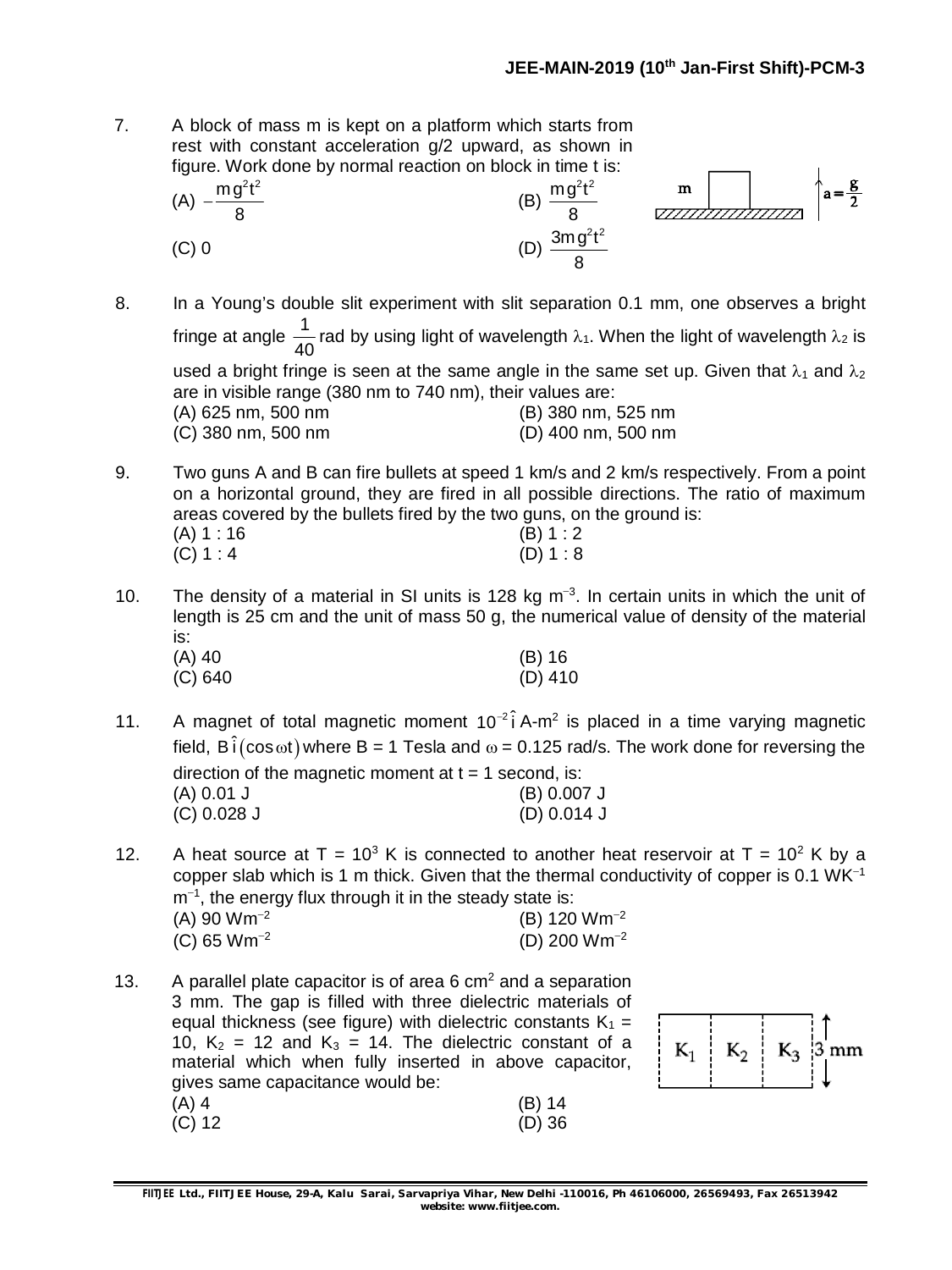7. A block of mass m is kept on a platform which starts from rest with constant acceleration g/2 upward, as shown in figure. Work done by normal reaction on block in time t is:

(A) $-\frac{mg^2t^2}{8}$ (B) $\frac{mg^2t^2}{8}$
(C) 0 (D) $\frac{3mg^2t^2}{8}$

8. In a Young's double slit experiment with slit separation 0.1 mm, one observes a bright fringe at angle $\frac{1}{40}$ rad by using light of wavelength $\lambda_1$. When the light of wavelength $\lambda_2$ is used a bright fringe is seen at the same angle in the same set up. Given that $\lambda_1$ and $\lambda_2$ are in visible range (380 nm to 740 nm), their values are:

(A) 625 nm, 500 nm (B) 380 nm, 525 nm
(C) 380 nm, 500 nm (D) 400 nm, 500 nm

9. Two guns A and B can fire bullets at speed 1 km/s and 2 km/s respectively. From a point on a horizontal ground, they are fired in all possible directions. The ratio of maximum areas covered by the bullets fired by the two guns, on the ground is:

(A) 1 : 16 (B) 1 : 2
(C) 1 : 4 (D) 1 : 8

10. The density of a material in SI units is 128 kg $m^{-3}$. In certain units in which the unit of length is 25 cm and the unit of mass 50 g, the numerical value of density of the material is:

(A) 40 (B) 16
(C) 640 (D) 410

11. A magnet of total magnetic moment $10^{-2}\hat{i}$ A-$m^2$ is placed in a time varying magnetic field, $B\hat{i}(\cos\omega t)$ where B = 1 Tesla and $\omega$ = 0.125 rad/s. The work done for reversing the direction of the magnetic moment at t = 1 second, is:

(A) 0.01 J (B) 0.007 J
(C) 0.028 J (D) 0.014 J

12. A heat source at T = $10^3$ K is connected to another heat reservoir at T = $10^2$ K by a copper slab which is 1 m thick. Given that the thermal conductivity of copper is 0.1 $WK^{-1}m^{-1}$, the energy flux through it in the steady state is:

(A) 90 $Wm^{-2}$ (B) 120 $Wm^{-2}$
(C) 65 $Wm^{-2}$ (D) 200 $Wm^{-2}$

13. A parallel plate capacitor is of area 6 $cm^2$ and a separation 3 mm. The gap is filled with three dielectric materials of equal thickness (see figure) with dielectric constants $K_1$ = 10, $K_2$ = 12 and $K_3$ = 14. The dielectric constant of a material which when fully inserted in above capacitor, gives same capacitance would be:

(A) 4 (B) 14
(C) 12 (D) 36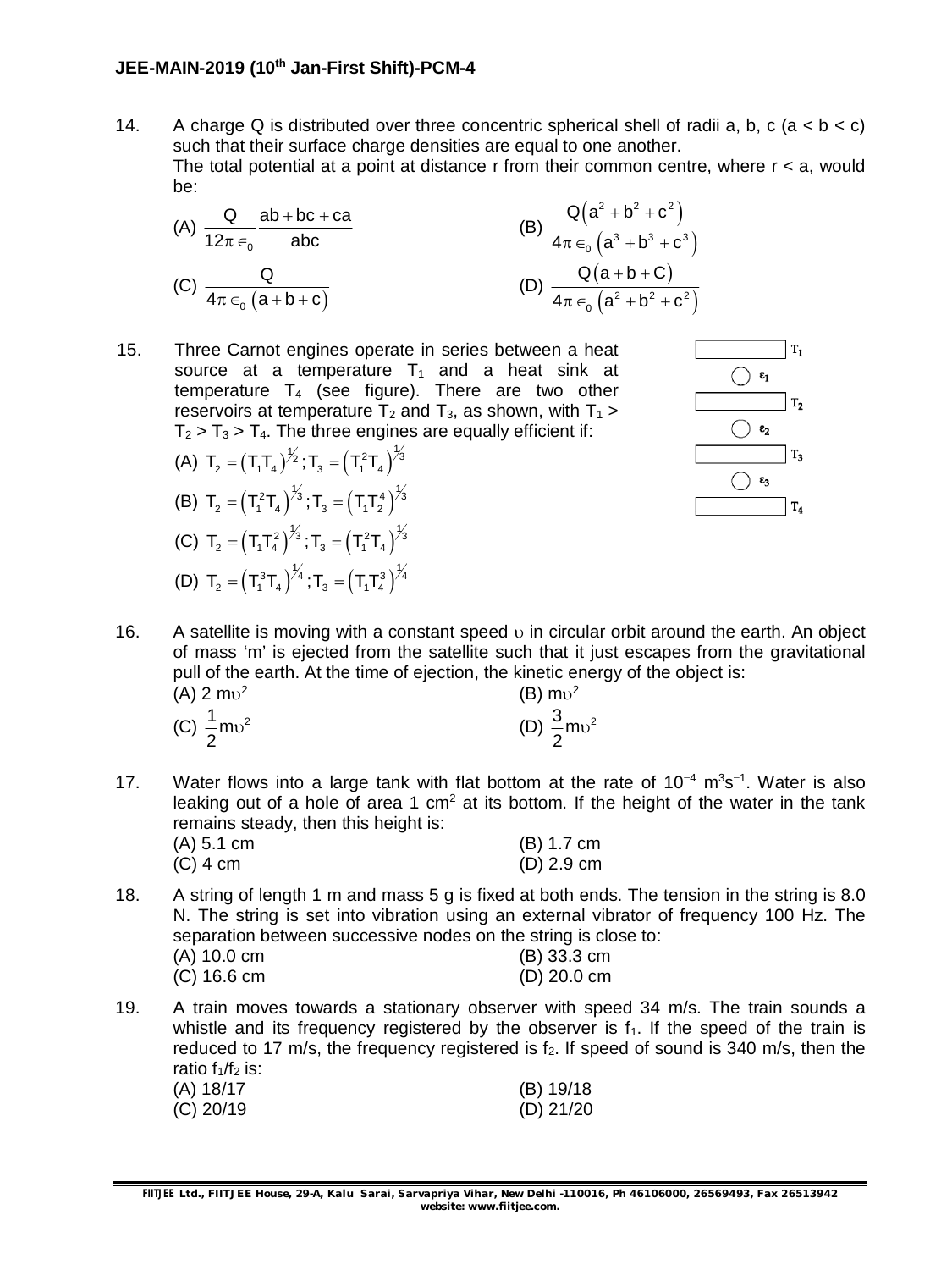14. A charge Q is distributed over three concentric spherical shell of radii a, b, c (a < b < c) such that their surface charge densities are equal to one another.
The total potential at a point at distance r from their common centre, where r < a, would be:

(A) $\frac{Q}{12\pi \in_0} \frac{ab+bc+ca}{abc}$
(B) $\frac{Q\left(a^2+b^2+c^2\right)}{4\pi \in_0 \left(a^3+b^3+c^3\right)}$
(C) $\frac{Q}{4\pi \in_0 \left(a+b+c\right)}$
(D) $\frac{Q\left(a+b+C\right)}{4\pi \in_0 \left(a^2+b^2+c^2\right)}$

15. Three Carnot engines operate in series between a heat source at a temperature $T_1$ and a heat sink at temperature $T_4$ (see figure). There are two other reservoirs at temperature $T_2$ and $T_3$, as shown, with $T_1 > T_2 > T_3 > T_4$. The three engines are equally efficient if:

$T_1$, $\varepsilon_1$, $T_2$, $\varepsilon_2$, $T_3$, $\varepsilon_3$, $T_4$

(A) $T_2 = \left(T_1T_4\right)^{1/2}; T_3 = \left(T_1^2T_4\right)^{1/3}$
(B) $T_2 = \left(T_1^2T_4\right)^{1/3}; T_3 = \left(T_1T_2^4\right)^{1/3}$
(C) $T_2 = \left(T_1T_4^2\right)^{1/3}; T_3 = \left(T_1^2T_4\right)^{1/3}$
(D) $T_2 = \left(T_1^3T_4\right)^{1/4}; T_3 = \left(T_1T_4^3\right)^{1/4}$

16. A satellite is moving with a constant speed $\upsilon$ in circular orbit around the earth. An object of mass 'm' is ejected from the satellite such that it just escapes from the gravitational pull of the earth. At the time of ejection, the kinetic energy of the object is:

(A) $2\,m\upsilon^2$
(B) $m\upsilon^2$
(C) $\frac{1}{2}m\upsilon^2$
(D) $\frac{3}{2}m\upsilon^2$

17. Water flows into a large tank with flat bottom at the rate of $10^{-4}\ m^3s^{-1}$. Water is also leaking out of a hole of area 1 $cm^2$ at its bottom. If the height of the water in the tank remains steady, then this height is:

(A) 5.1 cm
(B) 1.7 cm
(C) 4 cm
(D) 2.9 cm

18. A string of length 1 m and mass 5 g is fixed at both ends. The tension in the string is 8.0 N. The string is set into vibration using an external vibrator of frequency 100 Hz. The separation between successive nodes on the string is close to:

(A) 10.0 cm
(B) 33.3 cm
(C) 16.6 cm
(D) 20.0 cm

19. A train moves towards a stationary observer with speed 34 m/s. The train sounds a whistle and its frequency registered by the observer is $f_1$. If the speed of the train is reduced to 17 m/s, the frequency registered is $f_2$. If speed of sound is 340 m/s, then the ratio $f_1/f_2$ is:

(A) 18/17
(B) 19/18
(C) 20/19
(D) 21/20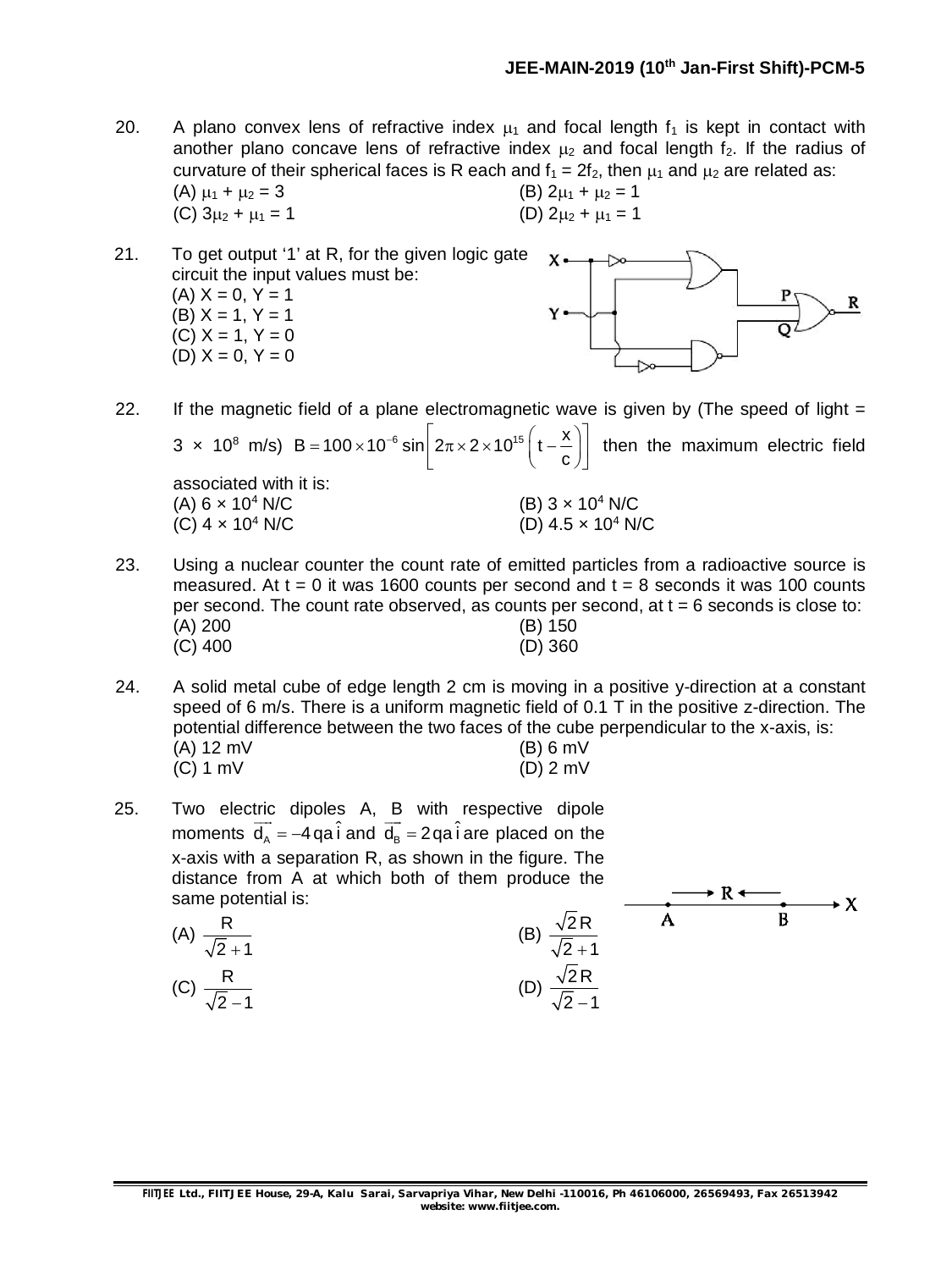20. A plano convex lens of refractive index $\mu_1$ and focal length $f_1$ is kept in contact with another plano concave lens of refractive index $\mu_2$ and focal length $f_2$. If the radius of curvature of their spherical faces is R each and $f_1 = 2f_2$, then $\mu_1$ and $\mu_2$ are related as:
(A) $\mu_1 + \mu_2 = 3$ (B) $2\mu_1 + \mu_2 = 1$
(C) $3\mu_2 + \mu_1 = 1$ (D) $2\mu_2 + \mu_1 = 1$

21. To get output '1' at R, for the given logic gate circuit the input values must be:
(A) X = 0, Y = 1
(B) X = 1, Y = 1
(C) X = 1, Y = 0
(D) X = 0, Y = 0

22. If the magnetic field of a plane electromagnetic wave is given by (The speed of light = $3 \times 10^8$ m/s) $B = 100 \times 10^{-6} \sin\left[2\pi \times 2 \times 10^{15}\left(t - \frac{x}{c}\right)\right]$ then the maximum electric field associated with it is:
(A) $6 \times 10^4$ N/C (B) $3 \times 10^4$ N/C
(C) $4 \times 10^4$ N/C (D) $4.5 \times 10^4$ N/C

23. Using a nuclear counter the count rate of emitted particles from a radioactive source is measured. At t = 0 it was 1600 counts per second and t = 8 seconds it was 100 counts per second. The count rate observed, as counts per second, at t = 6 seconds is close to:
(A) 200 (B) 150
(C) 400 (D) 360

24. A solid metal cube of edge length 2 cm is moving in a positive y-direction at a constant speed of 6 m/s. There is a uniform magnetic field of 0.1 T in the positive z-direction. The potential difference between the two faces of the cube perpendicular to the x-axis, is:
(A) 12 mV (B) 6 mV
(C) 1 mV (D) 2 mV

25. Two electric dipoles A, B with respective dipole moments $\vec{d}_A = -4qa\hat{i}$ and $\vec{d}_B = 2qa\hat{i}$ are placed on the x-axis with a separation R, as shown in the figure. The distance from A at which both of them produce the same potential is:
(A) $\frac{R}{\sqrt{2}+1}$ (B) $\frac{\sqrt{2}R}{\sqrt{2}+1}$
(C) $\frac{R}{\sqrt{2}-1}$ (D) $\frac{\sqrt{2}R}{\sqrt{2}-1}$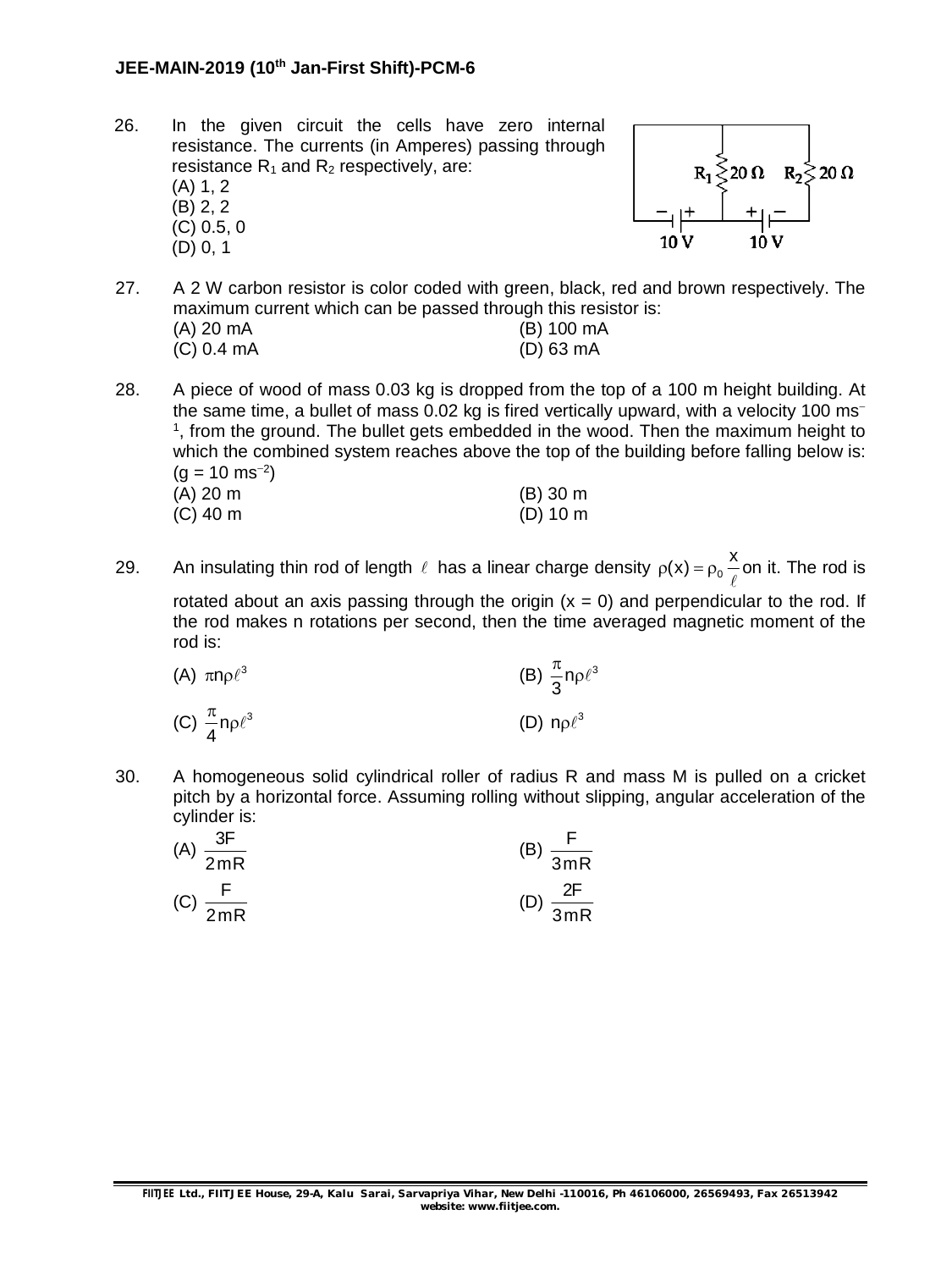26. In the given circuit the cells have zero internal resistance. The currents (in Amperes) passing through resistance $R_1$ and $R_2$ respectively, are:
(A) 1, 2
(B) 2, 2
(C) 0.5, 0
(D) 0, 1

27. A 2 W carbon resistor is color coded with green, black, red and brown respectively. The maximum current which can be passed through this resistor is:

(A) 20 mA (B) 100 mA
(C) 0.4 mA (D) 63 mA

28. A piece of wood of mass 0.03 kg is dropped from the top of a 100 m height building. At the same time, a bullet of mass 0.02 kg is fired vertically upward, with a velocity 100 $ms^{-1}$, from the ground. The bullet gets embedded in the wood. Then the maximum height to which the combined system reaches above the top of the building before falling below is: ($g = 10\ ms^{-2}$)

(A) 20 m (B) 30 m
(C) 40 m (D) 10 m

29. An insulating thin rod of length $\ell$ has a linear charge density $\rho(x) = \rho_0 \frac{x}{\ell}$ on it. The rod is rotated about an axis passing through the origin ($x = 0$) and perpendicular to the rod. If the rod makes n rotations per second, then the time averaged magnetic moment of the rod is:

(A) $\pi n \rho \ell^3$ (B) $\frac{\pi}{3} n \rho \ell^3$
(C) $\frac{\pi}{4} n \rho \ell^3$ (D) $n \rho \ell^3$

30. A homogeneous solid cylindrical roller of radius R and mass M is pulled on a cricket pitch by a horizontal force. Assuming rolling without slipping, angular acceleration of the cylinder is:

(A) $\frac{3F}{2mR}$ (B) $\frac{F}{3mR}$
(C) $\frac{F}{2mR}$ (D) $\frac{2F}{3mR}$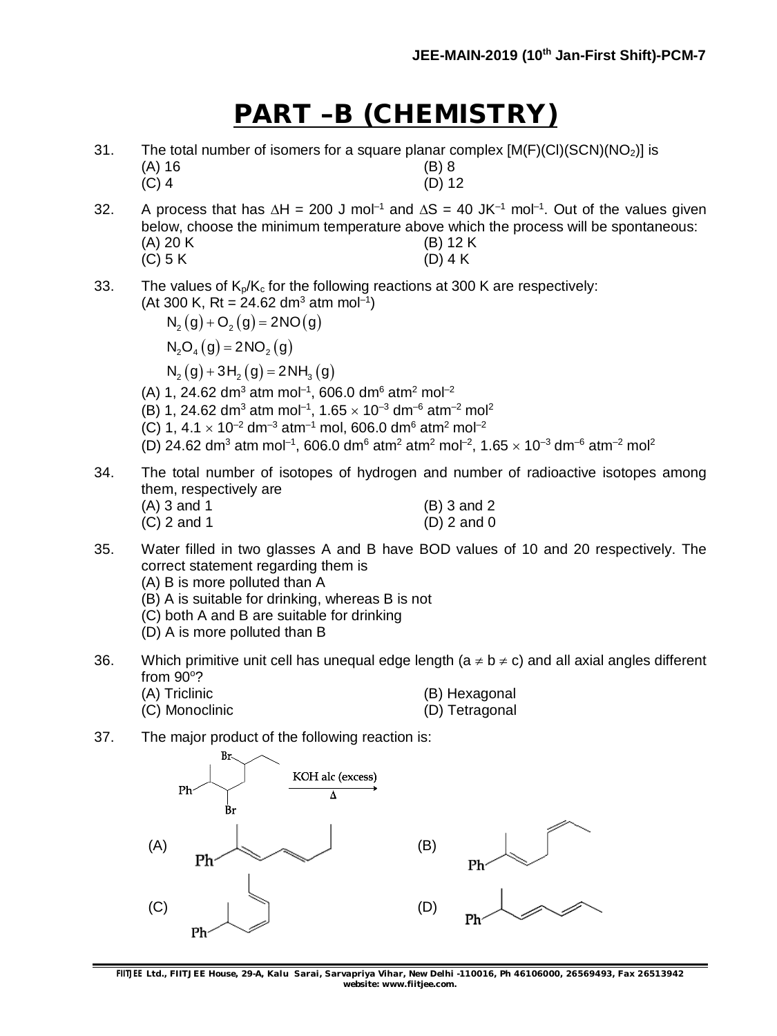# PART –B (CHEMISTRY)

31. The total number of isomers for a square planar complex $[M(F)(Cl)(SCN)(NO_2)]$ is
    (A) 16 (B) 8
    (C) 4 (D) 12

32. A process that has $\Delta H = 200$ J mol$^{-1}$ and $\Delta S = 40$ JK$^{-1}$ mol$^{-1}$. Out of the values given below, choose the minimum temperature above which the process will be spontaneous:
    (A) 20 K (B) 12 K
    (C) 5 K (D) 4 K

33. The values of $K_p/K_c$ for the following reactions at 300 K are respectively:
    (At 300 K, Rt = 24.62 dm$^3$ atm mol$^{-1}$)
    $N_2(g) + O_2(g) = 2NO(g)$
    $N_2O_4(g) = 2NO_2(g)$
    $N_2(g) + 3H_2(g) = 2NH_3(g)$
    (A) 1, 24.62 dm$^3$ atm mol$^{-1}$, 606.0 dm$^6$ atm$^2$ mol$^{-2}$
    (B) 1, 24.62 dm$^3$ atm mol$^{-1}$, $1.65 \times 10^{-3}$ dm$^{-6}$ atm$^{-2}$ mol$^2$
    (C) 1, $4.1 \times 10^{-2}$ dm$^{-3}$ atm$^{-1}$ mol, 606.0 dm$^6$ atm$^2$ mol$^{-2}$
    (D) 24.62 dm$^3$ atm mol$^{-1}$, 606.0 dm$^6$ atm$^2$ atm$^2$ mol$^{-2}$, $1.65 \times 10^{-3}$ dm$^{-6}$ atm$^{-2}$ mol$^2$

34. The total number of isotopes of hydrogen and number of radioactive isotopes among them, respectively are
    (A) 3 and 1 (B) 3 and 2
    (C) 2 and 1 (D) 2 and 0

35. Water filled in two glasses A and B have BOD values of 10 and 20 respectively. The correct statement regarding them is
    (A) B is more polluted than A
    (B) A is suitable for drinking, whereas B is not
    (C) both A and B are suitable for drinking
    (D) A is more polluted than B

36. Which primitive unit cell has unequal edge length ($a \neq b \neq c$) and all axial angles different from 90°?
    (A) Triclinic (B) Hexagonal
    (C) Monoclinic (D) Tetragonal

37. The major product of the following reaction is:

    Ph–CH(CH$_3$)–CH(Br)–CH$_2$–CH(Br)–CH$_2$–CH$_3$ $\xrightarrow[\Delta]{\text{KOH alc (excess)}}$

    (A) Ph–C(CH$_3$)=CH–CH=CH–CH$_2$–CH$_3$ (B) Ph–C(CH$_3$)=CH–CH$_2$–CH=CH–CH$_3$
    (C) Ph–CH(CH$_3$)–CH=CH–CH=CH–CH$_3$ (cis) (D) Ph–CH(CH$_3$)–CH=CH–CH=CH–CH$_3$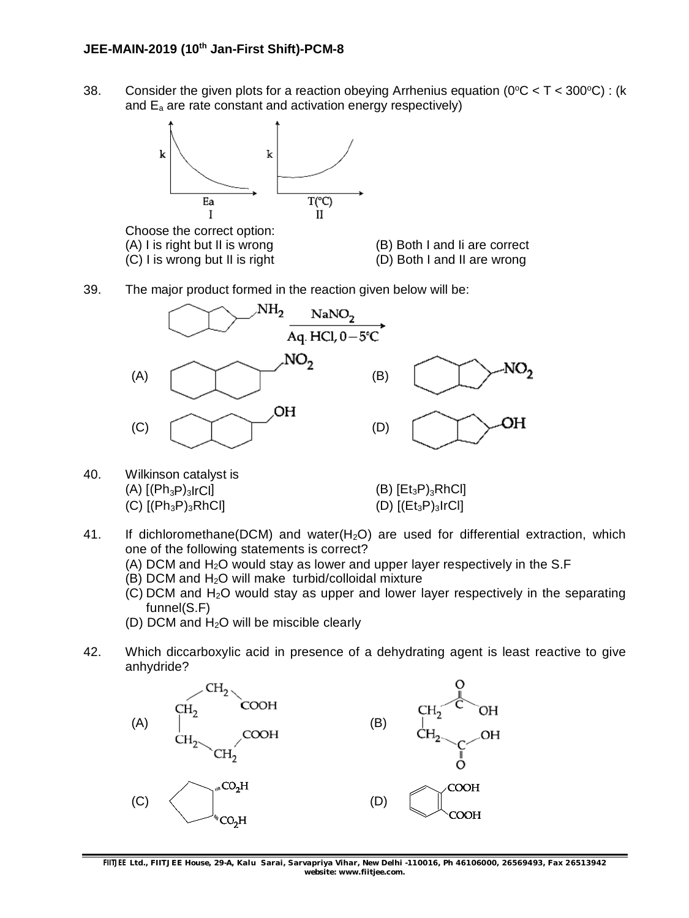38. Consider the given plots for a reaction obeying Arrhenius equation ($0^oC < T < 300^oC$) : (k and $E_a$ are rate constant and activation energy respectively)

Choose the correct option:

(A) I is right but II is wrong
(B) Both I and Ii are correct
(C) I is wrong but II is right
(D) Both I and II are wrong

39. The major product formed in the reaction given below will be:

$\xrightarrow[\text{Aq. HCl, } 0-5^\circ C]{NaNO_2}$

(A)
(B)
(C)
(D)

40. Wilkinson catalyst is

(A) $[(Ph_3P)_3IrCl]$
(B) $[Et_3P)_3RhCl]$
(C) $[(Ph_3P)_3RhCl]$
(D) $[(Et_3P)_3IrCl]$

41. If dichloromethane(DCM) and water($H_2O$) are used for differential extraction, which one of the following statements is correct?

(A) DCM and $H_2O$ would stay as lower and upper layer respectively in the S.F
(B) DCM and $H_2O$ will make turbid/colloidal mixture
(C) DCM and $H_2O$ would stay as upper and lower layer respectively in the separating funnel(S.F)
(D) DCM and $H_2O$ will be miscible clearly

42. Which diccarboxylic acid in presence of a dehydrating agent is least reactive to give anhydride?

(A)
(B)
(C)
(D)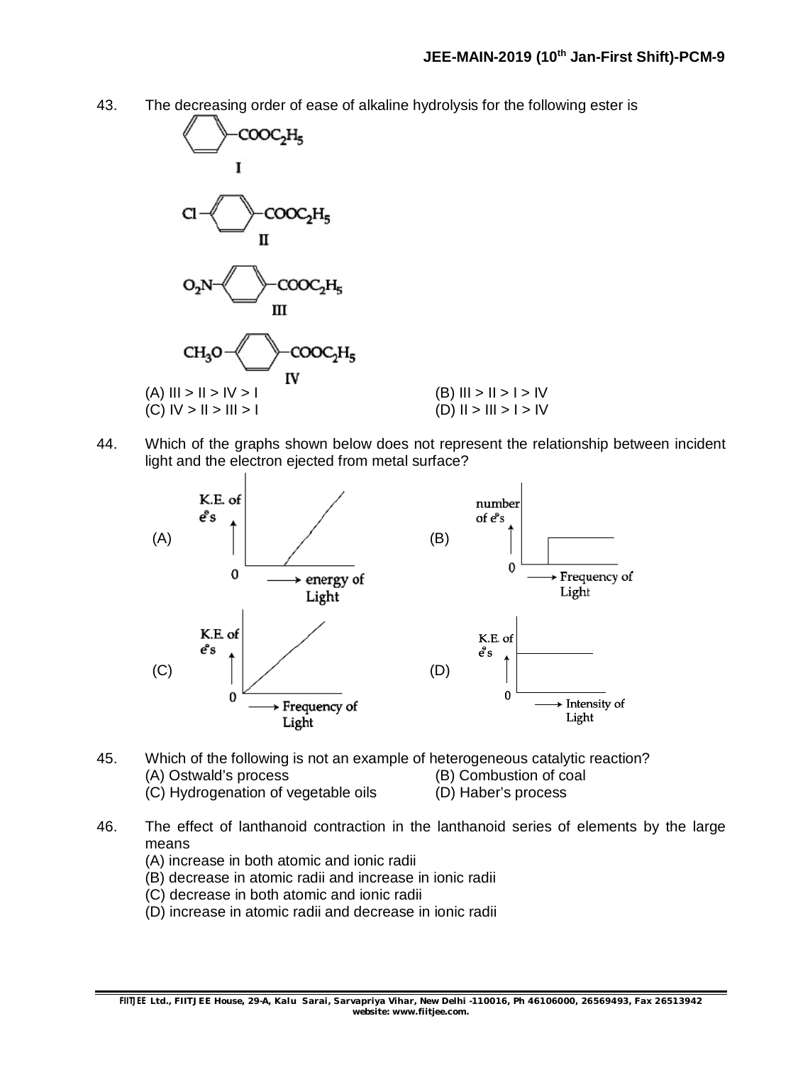43. The decreasing order of ease of alkaline hydrolysis for the following ester is

I: $C_6H_5-COOC_2H_5$

II: $Cl-C_6H_4-COOC_2H_5$

III: $O_2N-C_6H_4-COOC_2H_5$

IV: $CH_3O-C_6H_4-COOC_2H_5$

(A) III > II > IV > I
(B) III > II > I > IV
(C) IV > II > III > I
(D) II > III > I > IV

44. Which of the graphs shown below does not represent the relationship between incident light and the electron ejected from metal surface?

(A) K.E. of $e^-$s vs energy of Light

(B) number of $e^-$s vs Frequency of Light

(C) K.E. of $e^-$s vs Frequency of Light

(D) K.E. of $e^-$s vs Intensity of Light

45. Which of the following is not an example of heterogeneous catalytic reaction?
(A) Ostwald's process
(B) Combustion of coal
(C) Hydrogenation of vegetable oils
(D) Haber's process

46. The effect of lanthanoid contraction in the lanthanoid series of elements by the large means
(A) increase in both atomic and ionic radii
(B) decrease in atomic radii and increase in ionic radii
(C) decrease in both atomic and ionic radii
(D) increase in atomic radii and decrease in ionic radii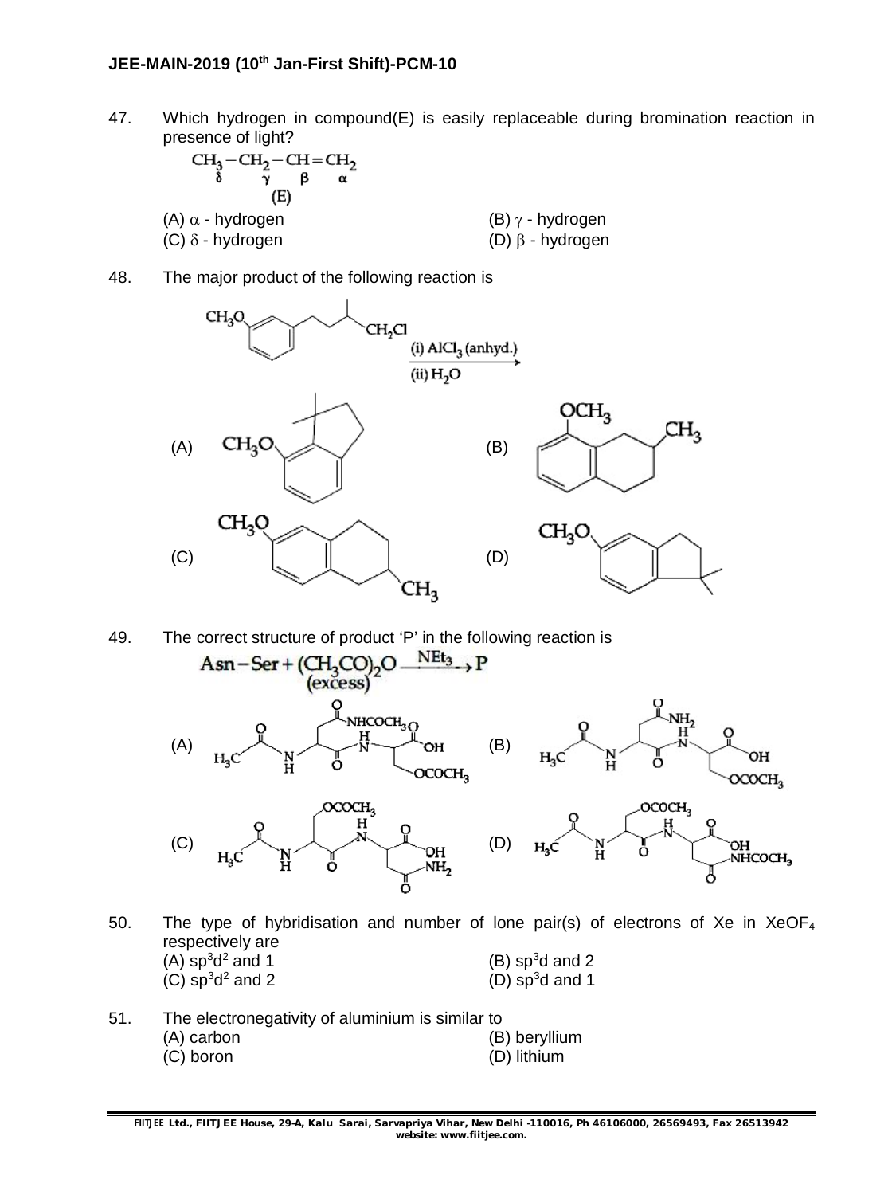47. Which hydrogen in compound(E) is easily replaceable during bromination reaction in presence of light?

$$\underset{\delta}{CH_3}-\underset{\gamma}{CH_2}-\underset{\beta}{CH}=\underset{\alpha}{CH_2}$$

(E)

(A) $\alpha$ - hydrogen
(B) $\gamma$ - hydrogen
(C) $\delta$ - hydrogen
(D) $\beta$ - hydrogen

48. The major product of the following reaction is

$CH_3O$–$C_6H_4$–$CH_2CH_2CH(CH_3)CH_2Cl$ $\xrightarrow[\text{(ii) } H_2O]{\text{(i) } AlCl_3 \text{ (anhyd.)}}$

(A)
(B)
(C)
(D)

49. The correct structure of product 'P' in the following reaction is

$$\text{Asn}-\text{Ser}+\underset{\text{(excess)}}{(CH_3CO)_2O}\xrightarrow{NEt_3}P$$

(A)
(B)
(C)
(D)

50. The type of hybridisation and number of lone pair(s) of electrons of Xe in $XeOF_4$ respectively are

(A) $sp^3d^2$ and 1
(B) $sp^3d$ and 2
(C) $sp^3d^2$ and 2
(D) $sp^3d$ and 1

51. The electronegativity of aluminium is similar to

(A) carbon
(B) beryllium
(C) boron
(D) lithium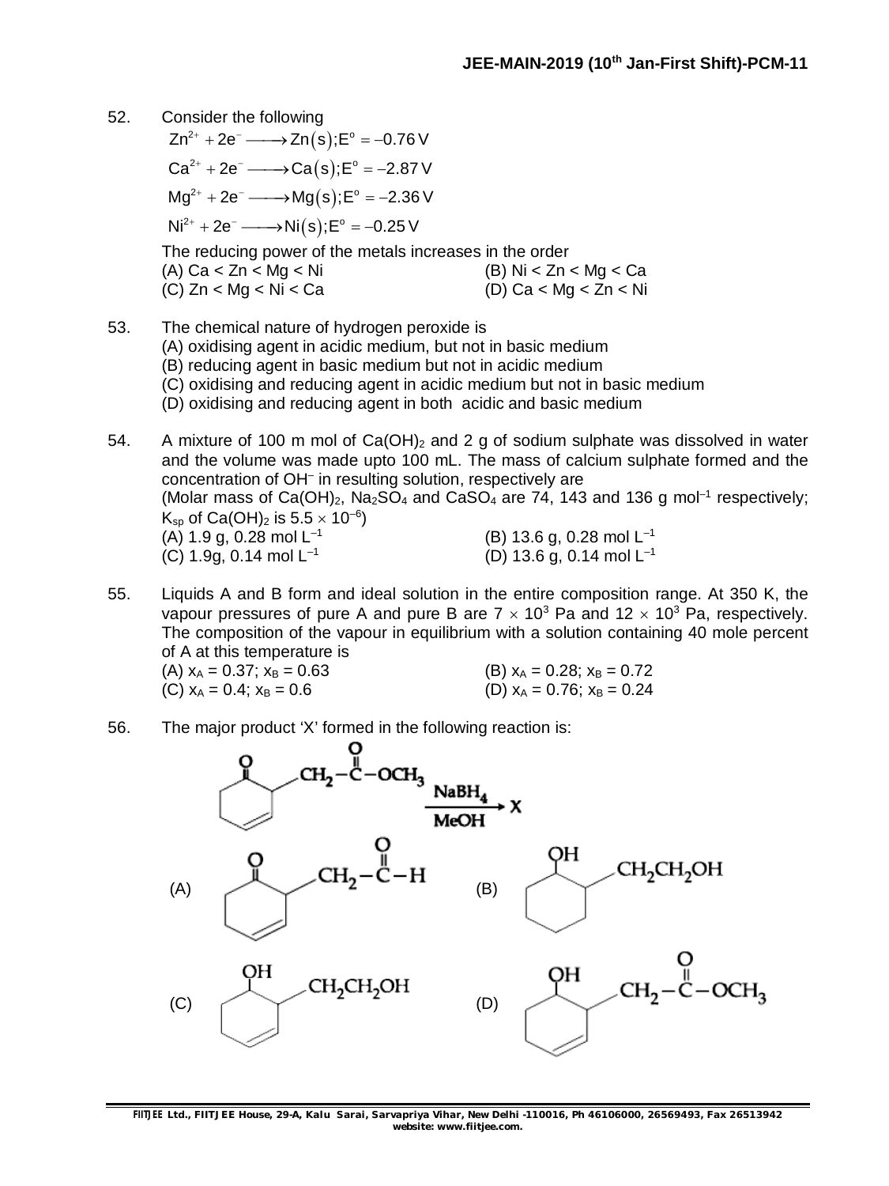52. Consider the following

$Zn^{2+} + 2e^- \longrightarrow Zn(s); E^o = -0.76\,V$

$Ca^{2+} + 2e^- \longrightarrow Ca(s); E^o = -2.87\,V$

$Mg^{2+} + 2e^- \longrightarrow Mg(s); E^o = -2.36\,V$

$Ni^{2+} + 2e^- \longrightarrow Ni(s); E^o = -0.25\,V$

The reducing power of the metals increases in the order

(A) Ca < Zn < Mg < Ni
(B) Ni < Zn < Mg < Ca
(C) Zn < Mg < Ni < Ca
(D) Ca < Mg < Zn < Ni

53. The chemical nature of hydrogen peroxide is

(A) oxidising agent in acidic medium, but not in basic medium
(B) reducing agent in basic medium but not in acidic medium
(C) oxidising and reducing agent in acidic medium but not in basic medium
(D) oxidising and reducing agent in both acidic and basic medium

54. A mixture of 100 m mol of $Ca(OH)_2$ and 2 g of sodium sulphate was dissolved in water and the volume was made upto 100 mL. The mass of calcium sulphate formed and the concentration of $OH^-$ in resulting solution, respectively are

(Molar mass of $Ca(OH)_2$, $Na_2SO_4$ and $CaSO_4$ are 74, 143 and 136 g $mol^{-1}$ respectively; $K_{sp}$ of $Ca(OH)_2$ is $5.5 \times 10^{-6}$)

(A) 1.9 g, 0.28 mol $L^{-1}$
(B) 13.6 g, 0.28 mol $L^{-1}$
(C) 1.9g, 0.14 mol $L^{-1}$
(D) 13.6 g, 0.14 mol $L^{-1}$

55. Liquids A and B form and ideal solution in the entire composition range. At 350 K, the vapour pressures of pure A and pure B are $7 \times 10^3$ Pa and $12 \times 10^3$ Pa, respectively. The composition of the vapour in equilibrium with a solution containing 40 mole percent of A at this temperature is

(A) $x_A = 0.37$; $x_B = 0.63$
(B) $x_A = 0.28$; $x_B = 0.72$
(C) $x_A = 0.4$; $x_B = 0.6$
(D) $x_A = 0.76$; $x_B = 0.24$

56. The major product 'X' formed in the following reaction is:

Reactant: 2-oxocyclohex-3-enyl ring bearing $CH_2-\overset{O}{\overset{\|}{C}}-OCH_3$ $\xrightarrow[\text{MeOH}]{NaBH_4}$ X

(A) cyclohexenone ring bearing $CH_2-\overset{O}{\overset{\|}{C}}-H$

(B) cyclohexanol ring (OH) bearing $CH_2CH_2OH$

(C) cyclohexenol ring (OH) bearing $CH_2CH_2OH$

(D) cyclohexenol ring (OH) bearing $CH_2-\overset{O}{\overset{\|}{C}}-OCH_3$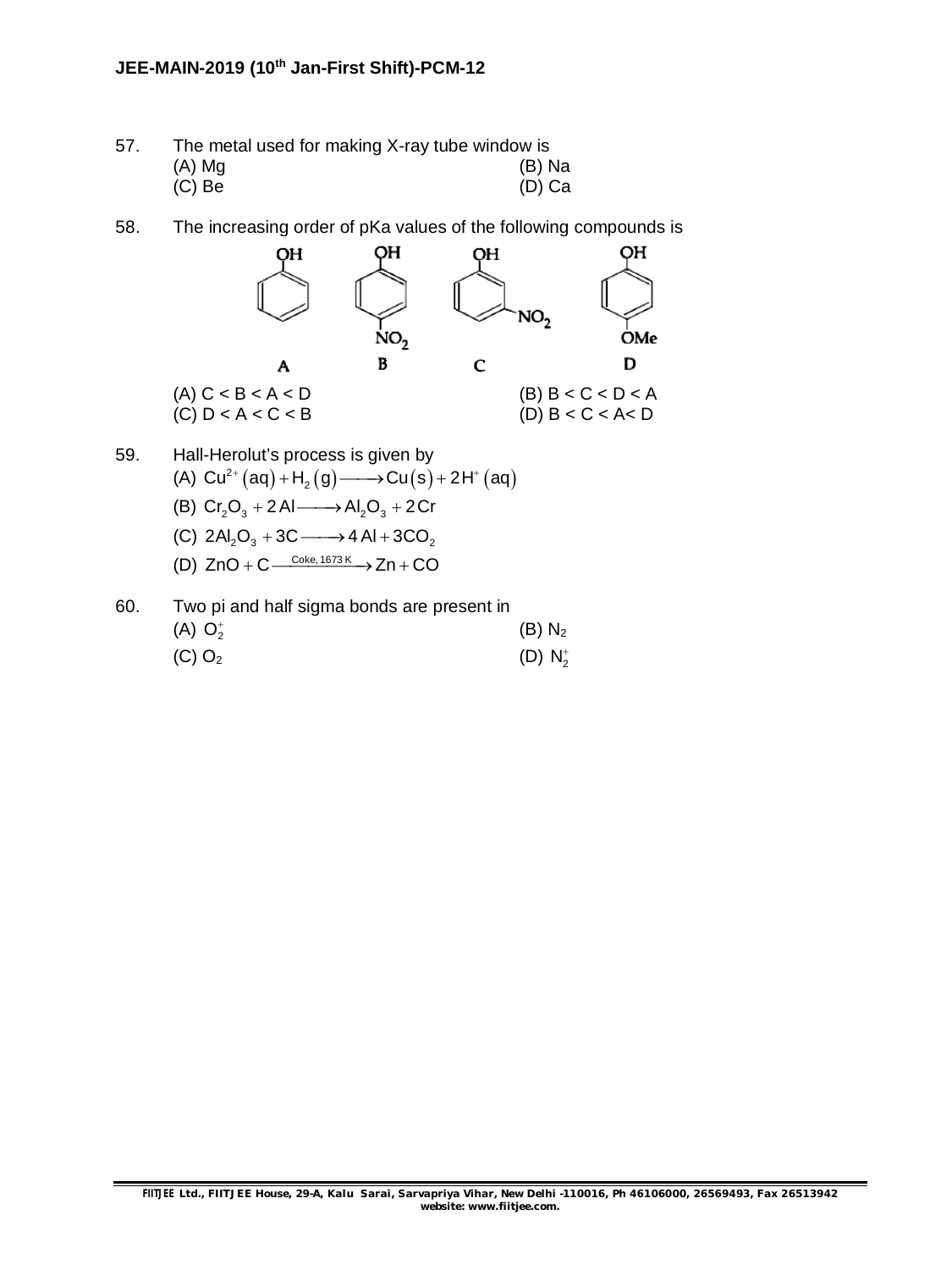57. The metal used for making X-ray tube window is

(A) Mg (B) Na
(C) Be (D) Ca

58. The increasing order of pKa values of the following compounds is

A: phenol (OH); B: p-nitrophenol (OH, $NO_2$); C: m-nitrophenol (OH, $NO_2$); D: p-methoxyphenol (OH, OMe)

(A) C < B < A < D (B) B < C < D < A
(C) D < A < C < B (D) B < C < A< D

59. Hall-Herolut's process is given by

(A) $Cu^{2+}(aq) + H_2(g) \longrightarrow Cu(s) + 2H^+(aq)$

(B) $Cr_2O_3 + 2Al \longrightarrow Al_2O_3 + 2Cr$

(C) $2Al_2O_3 + 3C \longrightarrow 4Al + 3CO_2$

(D) $ZnO + C \xrightarrow{\text{Coke, 1673 K}} Zn + CO$

60. Two pi and half sigma bonds are present in

(A) $O_2^+$ (B) $N_2$
(C) $O_2$ (D) $N_2^+$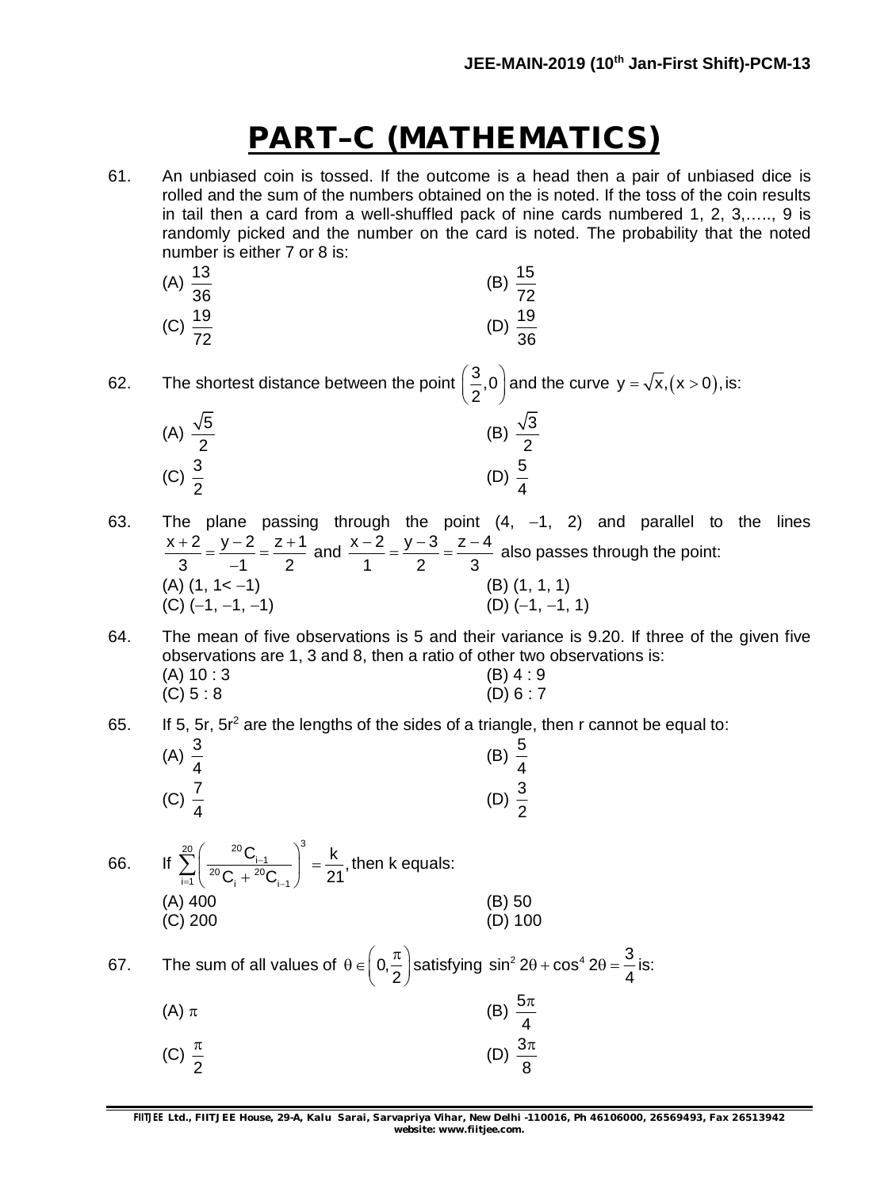# PART–C (MATHEMATICS)

61. An unbiased coin is tossed. If the outcome is a head then a pair of unbiased dice is rolled and the sum of the numbers obtained on the is noted. If the toss of the coin results in tail then a card from a well-shuffled pack of nine cards numbered 1, 2, 3,….., 9 is randomly picked and the number on the card is noted. The probability that the noted number is either 7 or 8 is:

(A) $\frac{13}{36}$ (B) $\frac{15}{72}$

(C) $\frac{19}{72}$ (D) $\frac{19}{36}$

62. The shortest distance between the point $\left(\frac{3}{2}, 0\right)$ and the curve $y = \sqrt{x}, (x > 0)$, is:

(A) $\frac{\sqrt{5}}{2}$ (B) $\frac{\sqrt{3}}{2}$

(C) $\frac{3}{2}$ (D) $\frac{5}{4}$

63. The plane passing through the point (4, −1, 2) and parallel to the lines $\frac{x+2}{3} = \frac{y-2}{-1} = \frac{z+1}{2}$ and $\frac{x-2}{1} = \frac{y-3}{2} = \frac{z-4}{3}$ also passes through the point:

(A) (1, 1< −1) (B) (1, 1, 1)

(C) (−1, −1, −1) (D) (−1, −1, 1)

64. The mean of five observations is 5 and their variance is 9.20. If three of the given five observations are 1, 3 and 8, then a ratio of other two observations is:

(A) 10 : 3 (B) 4 : 9

(C) 5 : 8 (D) 6 : 7

65. If 5, 5r, $5r^2$ are the lengths of the sides of a triangle, then r cannot be equal to:

(A) $\frac{3}{4}$ (B) $\frac{5}{4}$

(C) $\frac{7}{4}$ (D) $\frac{3}{2}$

66. If $\sum_{i=1}^{20} \left( \frac{{}^{20}C_{i-1}}{{}^{20}C_i + {}^{20}C_{i-1}} \right)^3 = \frac{k}{21}$, then k equals:

(A) 400 (B) 50

(C) 200 (D) 100

67. The sum of all values of $\theta \in \left(0, \frac{\pi}{2}\right)$ satisfying $\sin^2 2\theta + \cos^4 2\theta = \frac{3}{4}$ is:

(A) $\pi$ (B) $\frac{5\pi}{4}$

(C) $\frac{\pi}{2}$ (D) $\frac{3\pi}{8}$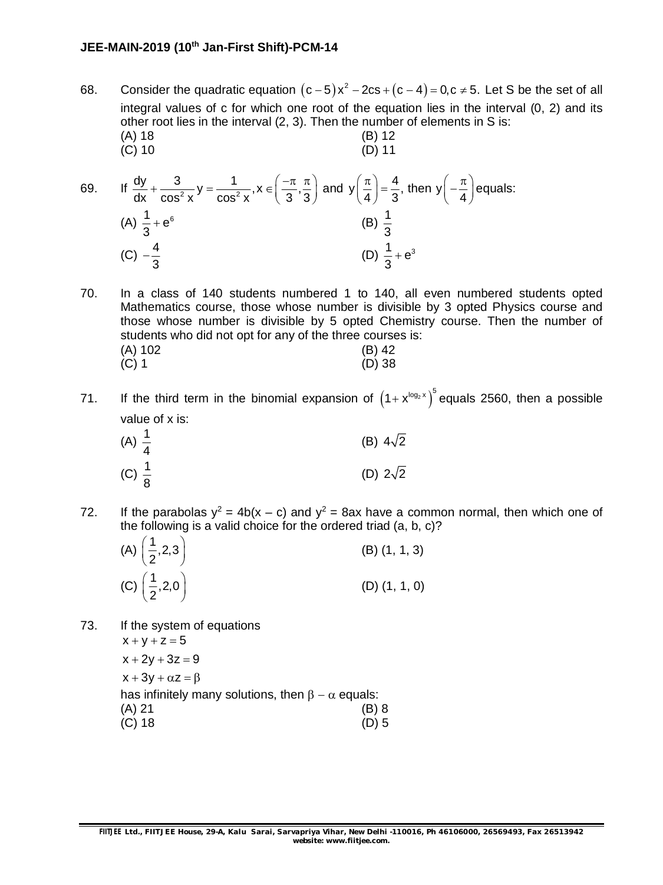68. Consider the quadratic equation $(c-5)x^2 - 2cs + (c-4) = 0, c \neq 5$. Let S be the set of all integral values of c for which one root of the equation lies in the interval (0, 2) and its other root lies in the interval (2, 3). Then the number of elements in S is:

(A) 18 (B) 12
(C) 10 (D) 11

69. If $\frac{dy}{dx} + \frac{3}{\cos^2 x} y = \frac{1}{\cos^2 x}, x \in \left(\frac{-\pi}{3}, \frac{\pi}{3}\right)$ and $y\left(\frac{\pi}{4}\right) = \frac{4}{3}$, then $y\left(-\frac{\pi}{4}\right)$ equals:

(A) $\frac{1}{3} + e^6$ (B) $\frac{1}{3}$
(C) $-\frac{4}{3}$ (D) $\frac{1}{3} + e^3$

70. In a class of 140 students numbered 1 to 140, all even numbered students opted Mathematics course, those whose number is divisible by 3 opted Physics course and those whose number is divisible by 5 opted Chemistry course. Then the number of students who did not opt for any of the three courses is:

(A) 102 (B) 42
(C) 1 (D) 38

71. If the third term in the binomial expansion of $\left(1 + x^{\log_2 x}\right)^5$ equals 2560, then a possible value of x is:

(A) $\frac{1}{4}$ (B) $4\sqrt{2}$
(C) $\frac{1}{8}$ (D) $2\sqrt{2}$

72. If the parabolas $y^2 = 4b(x - c)$ and $y^2 = 8ax$ have a common normal, then which one of the following is a valid choice for the ordered triad (a, b, c)?

(A) $\left(\frac{1}{2}, 2, 3\right)$ (B) (1, 1, 3)
(C) $\left(\frac{1}{2}, 2, 0\right)$ (D) (1, 1, 0)

73. If the system of equations

$x + y + z = 5$

$x + 2y + 3z = 9$

$x + 3y + \alpha z = \beta$

has infinitely many solutions, then $\beta - \alpha$ equals:

(A) 21 (B) 8
(C) 18 (D) 5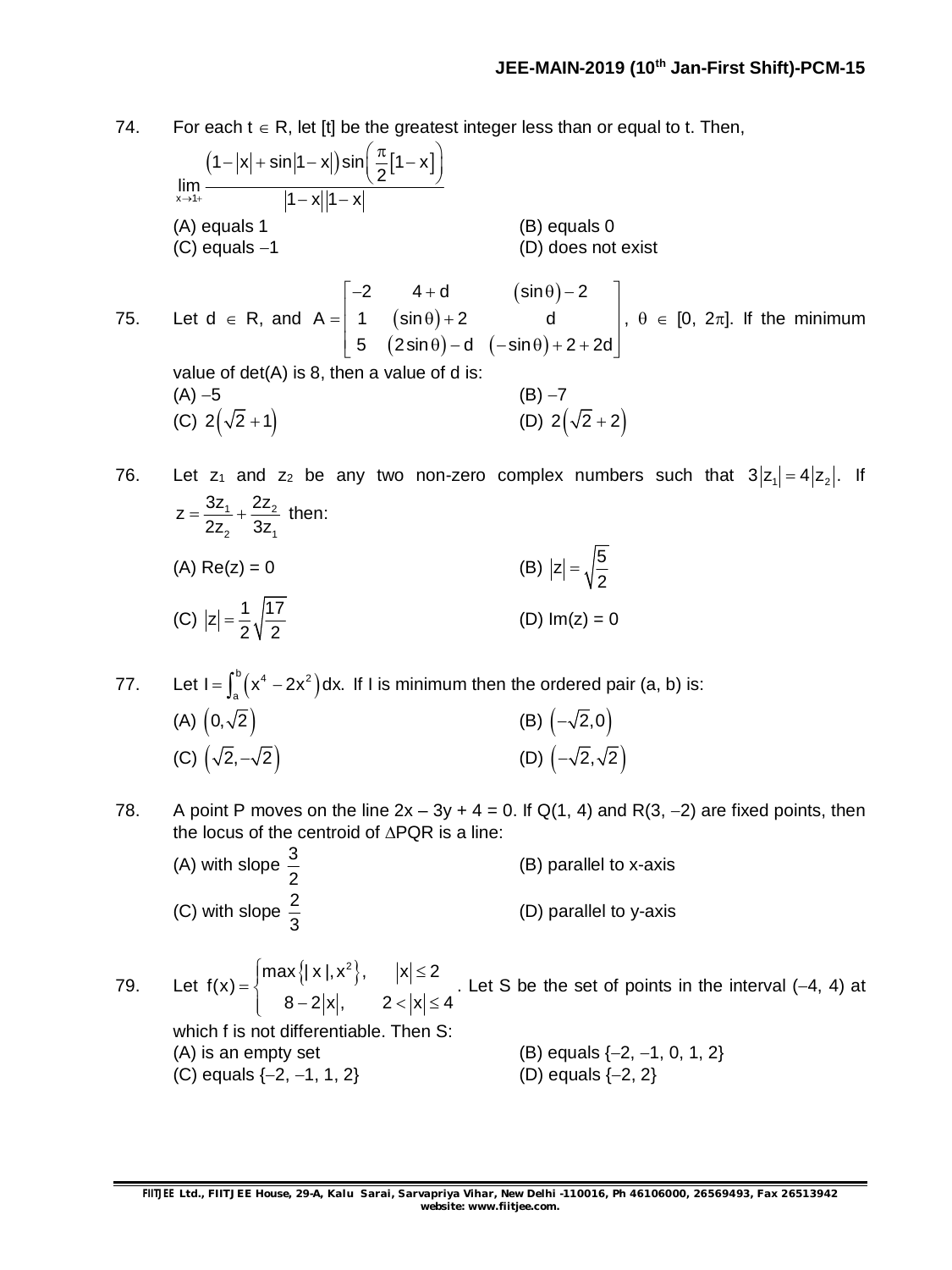74. For each $t \in R$, let $[t]$ be the greatest integer less than or equal to $t$. Then,

$$\lim_{x \to 1+} \frac{\left(1-|x|+\sin|1-x|\right)\sin\left(\frac{\pi}{2}[1-x]\right)}{|1-x||1-x|}$$

(A) equals 1
(B) equals 0
(C) equals $-1$
(D) does not exist

75. Let $d \in R$, and $A = \begin{bmatrix} -2 & 4+d & (\sin\theta)-2 \\ 1 & (\sin\theta)+2 & d \\ 5 & (2\sin\theta)-d & (-\sin\theta)+2+2d \end{bmatrix}$, $\theta \in [0, 2\pi]$. If the minimum value of det(A) is 8, then a value of d is:

(A) $-5$
(B) $-7$
(C) $2\left(\sqrt{2}+1\right)$
(D) $2\left(\sqrt{2}+2\right)$

76. Let $z_1$ and $z_2$ be any two non-zero complex numbers such that $3|z_1| = 4|z_2|$. If $z = \frac{3z_1}{2z_2} + \frac{2z_2}{3z_1}$ then:

(A) $\text{Re}(z) = 0$
(B) $|z| = \sqrt{\frac{5}{2}}$
(C) $|z| = \frac{1}{2}\sqrt{\frac{17}{2}}$
(D) $\text{Im}(z) = 0$

77. Let $I = \int_a^b \left(x^4 - 2x^2\right)dx$. If I is minimum then the ordered pair (a, b) is:

(A) $\left(0, \sqrt{2}\right)$
(B) $\left(-\sqrt{2}, 0\right)$
(C) $\left(\sqrt{2}, -\sqrt{2}\right)$
(D) $\left(-\sqrt{2}, \sqrt{2}\right)$

78. A point P moves on the line $2x - 3y + 4 = 0$. If Q(1, 4) and R(3, $-2$) are fixed points, then the locus of the centroid of $\Delta PQR$ is a line:

(A) with slope $\frac{3}{2}$
(B) parallel to x-axis
(C) with slope $\frac{2}{3}$
(D) parallel to y-axis

79. Let $f(x) = \begin{cases} \max\{|x|, x^2\}, & |x| \le 2 \\ 8 - 2|x|, & 2 < |x| \le 4 \end{cases}$. Let S be the set of points in the interval $(-4, 4)$ at which f is not differentiable. Then S:

(A) is an empty set
(B) equals $\{-2, -1, 0, 1, 2\}$
(C) equals $\{-2, -1, 1, 2\}$
(D) equals $\{-2, 2\}$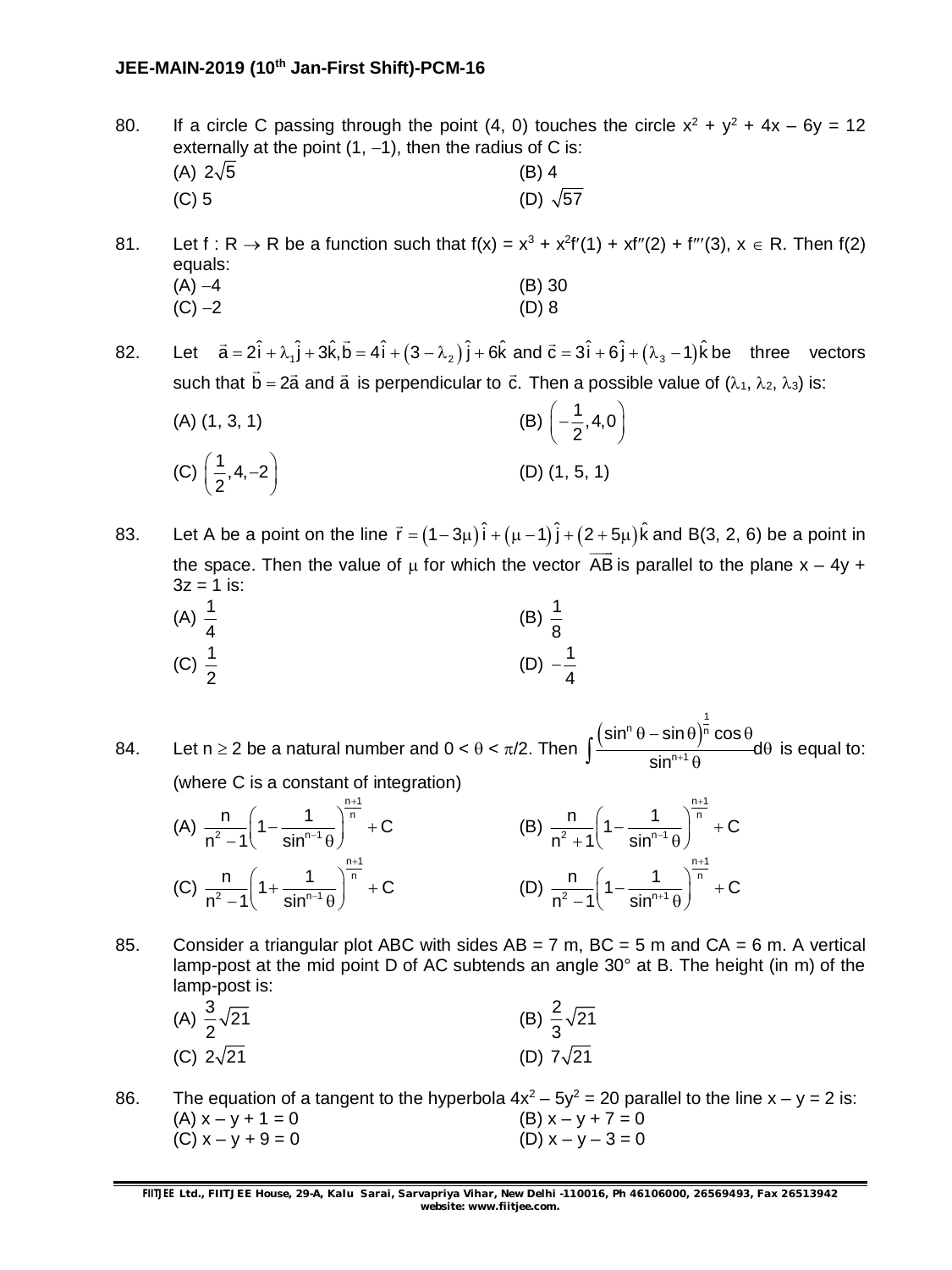80. If a circle C passing through the point (4, 0) touches the circle $x^2 + y^2 + 4x - 6y = 12$ externally at the point (1, −1), then the radius of C is:

(A) $2\sqrt{5}$ (B) 4
(C) 5 (D) $\sqrt{57}$

81. Let $f : R \to R$ be a function such that $f(x) = x^3 + x^2f'(1) + xf''(2) + f'''(3)$, $x \in R$. Then f(2) equals:

(A) −4 (B) 30
(C) −2 (D) 8

82. Let $\vec{a} = 2\hat{i} + \lambda_1\hat{j} + 3\hat{k}, \vec{b} = 4\hat{i} + (3 - \lambda_2)\hat{j} + 6\hat{k}$ and $\vec{c} = 3\hat{i} + 6\hat{j} + (\lambda_3 - 1)\hat{k}$ be three vectors such that $\vec{b} = 2\vec{a}$ and $\vec{a}$ is perpendicular to $\vec{c}$. Then a possible value of $(\lambda_1, \lambda_2, \lambda_3)$ is:

(A) (1, 3, 1) (B) $\left(-\frac{1}{2}, 4, 0\right)$
(C) $\left(\frac{1}{2}, 4, -2\right)$ (D) (1, 5, 1)

83. Let A be a point on the line $\vec{r} = (1 - 3\mu)\hat{i} + (\mu - 1)\hat{j} + (2 + 5\mu)\hat{k}$ and B(3, 2, 6) be a point in the space. Then the value of $\mu$ for which the vector $\overrightarrow{AB}$ is parallel to the plane $x - 4y + 3z = 1$ is:

(A) $\frac{1}{4}$ (B) $\frac{1}{8}$
(C) $\frac{1}{2}$ (D) $-\frac{1}{4}$

84. Let $n \geq 2$ be a natural number and $0 < \theta < \pi/2$. Then $\int \frac{(\sin^n\theta - \sin\theta)^{\frac{1}{n}}\cos\theta}{\sin^{n+1}\theta}d\theta$ is equal to: (where C is a constant of integration)

(A) $\frac{n}{n^2 - 1}\left(1 - \frac{1}{\sin^{n-1}\theta}\right)^{\frac{n+1}{n}} + C$ (B) $\frac{n}{n^2 + 1}\left(1 - \frac{1}{\sin^{n-1}\theta}\right)^{\frac{n+1}{n}} + C$
(C) $\frac{n}{n^2 - 1}\left(1 + \frac{1}{\sin^{n-1}\theta}\right)^{\frac{n+1}{n}} + C$ (D) $\frac{n}{n^2 - 1}\left(1 - \frac{1}{\sin^{n+1}\theta}\right)^{\frac{n+1}{n}} + C$

85. Consider a triangular plot ABC with sides AB = 7 m, BC = 5 m and CA = 6 m. A vertical lamp-post at the mid point D of AC subtends an angle 30° at B. The height (in m) of the lamp-post is:

(A) $\frac{3}{2}\sqrt{21}$ (B) $\frac{2}{3}\sqrt{21}$
(C) $2\sqrt{21}$ (D) $7\sqrt{21}$

86. The equation of a tangent to the hyperbola $4x^2 - 5y^2 = 20$ parallel to the line $x - y = 2$ is:

(A) $x - y + 1 = 0$ (B) $x - y + 7 = 0$
(C) $x - y + 9 = 0$ (D) $x - y - 3 = 0$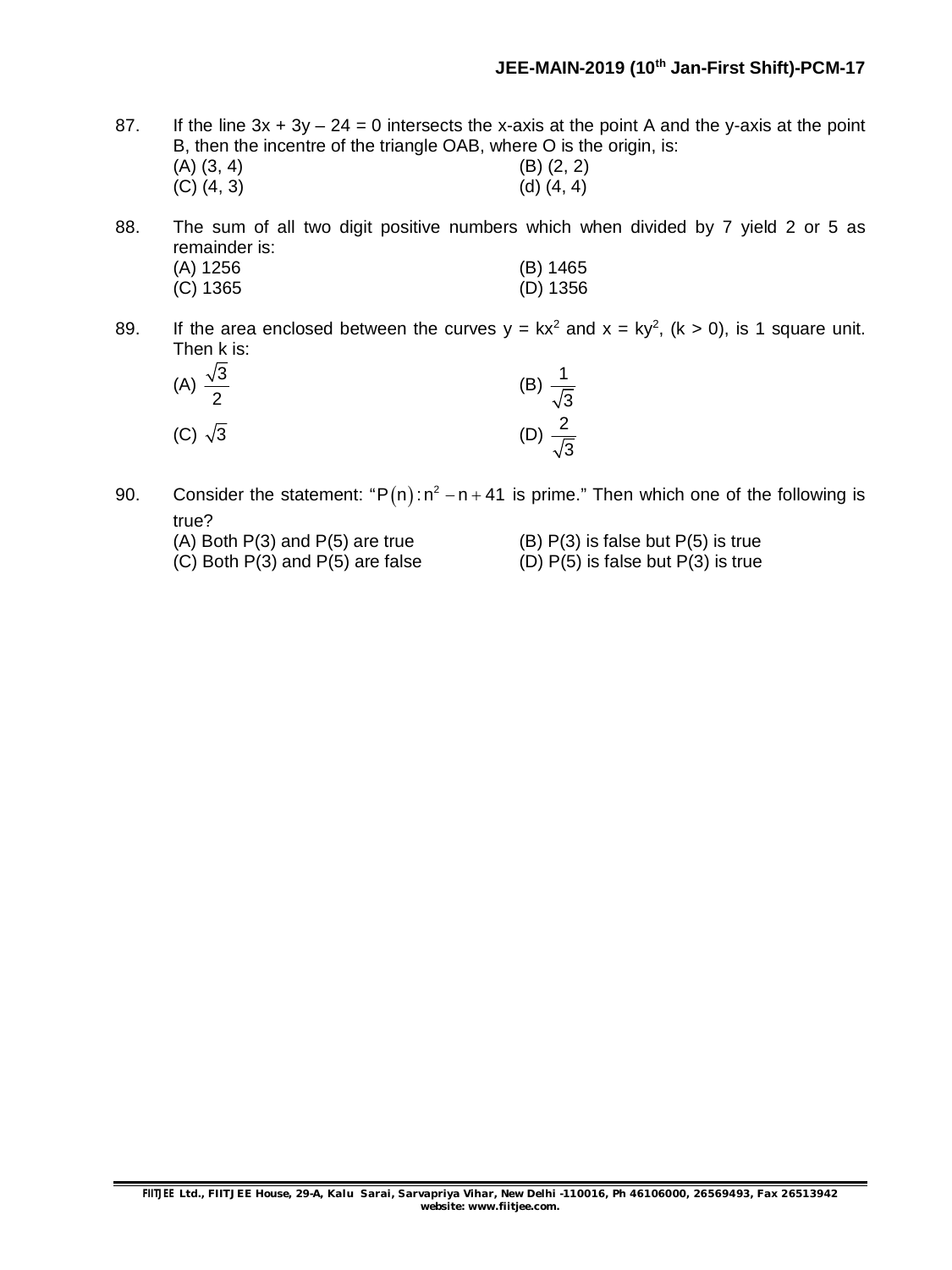87. If the line $3x + 3y - 24 = 0$ intersects the x-axis at the point A and the y-axis at the point B, then the incentre of the triangle OAB, where O is the origin, is:

(A) (3, 4)
(B) (2, 2)
(C) (4, 3)
(d) (4, 4)

88. The sum of all two digit positive numbers which when divided by 7 yield 2 or 5 as remainder is:

(A) 1256
(B) 1465
(C) 1365
(D) 1356

89. If the area enclosed between the curves $y = kx^2$ and $x = ky^2$, $(k > 0)$, is 1 square unit. Then k is:

(A) $\frac{\sqrt{3}}{2}$
(B) $\frac{1}{\sqrt{3}}$
(C) $\sqrt{3}$
(D) $\frac{2}{\sqrt{3}}$

90. Consider the statement: "$P(n) : n^2 - n + 41$ is prime." Then which one of the following is true?

(A) Both P(3) and P(5) are true
(B) P(3) is false but P(5) is true
(C) Both P(3) and P(5) are false
(D) P(5) is false but P(3) is true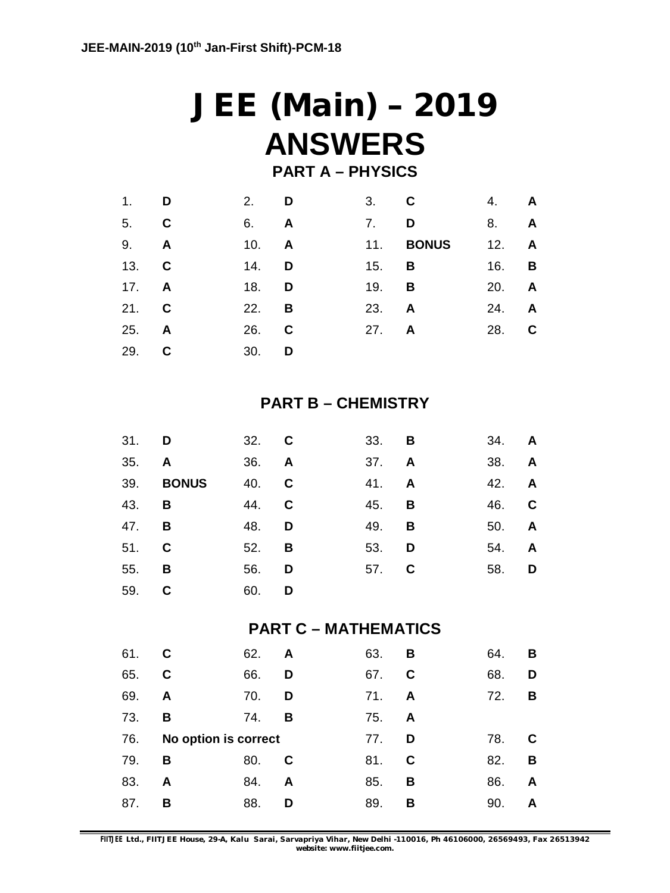# JEE (Main) – 2019

# ANSWERS

## PART A – PHYSICS

| | | | | | | | |
|---|---|---|---|---|---|---|---|
| 1. | **D** | 2. | **D** | 3. | **C** | 4. | **A** |
| 5. | **C** | 6. | **A** | 7. | **D** | 8. | **A** |
| 9. | **A** | 10. | **A** | 11. | **BONUS** | 12. | **A** |
| 13. | **C** | 14. | **D** | 15. | **B** | 16. | **B** |
| 17. | **A** | 18. | **D** | 19. | **B** | 20. | **A** |
| 21. | **C** | 22. | **B** | 23. | **A** | 24. | **A** |
| 25. | **A** | 26. | **C** | 27. | **A** | 28. | **C** |
| 29. | **C** | 30. | **D** | | | | |

## PART B – CHEMISTRY

| | | | | | | | |
|---|---|---|---|---|---|---|---|
| 31. | **D** | 32. | **C** | 33. | **B** | 34. | **A** |
| 35. | **A** | 36. | **A** | 37. | **A** | 38. | **A** |
| 39. | **BONUS** | 40. | **C** | 41. | **A** | 42. | **A** |
| 43. | **B** | 44. | **C** | 45. | **B** | 46. | **C** |
| 47. | **B** | 48. | **D** | 49. | **B** | 50. | **A** |
| 51. | **C** | 52. | **B** | 53. | **D** | 54. | **A** |
| 55. | **B** | 56. | **D** | 57. | **C** | 58. | **D** |
| 59. | **C** | 60. | **D** | | | | |

## PART C – MATHEMATICS

| | | | | | | | |
|---|---|---|---|---|---|---|---|
| 61. | **C** | 62. | **A** | 63. | **B** | 64. | **B** |
| 65. | **C** | 66. | **D** | 67. | **C** | 68. | **D** |
| 69. | **A** | 70. | **D** | 71. | **A** | 72. | **B** |
| 73. | **B** | 74. | **B** | 75. | **A** | | |
| 76. | **No option is correct** | | | 77. | **D** | 78. | **C** |
| 79. | **B** | 80. | **C** | 81. | **C** | 82. | **B** |
| 83. | **A** | 84. | **A** | 85. | **B** | 86. | **A** |
| 87. | **B** | 88. | **D** | 89. | **B** | 90. | **A** |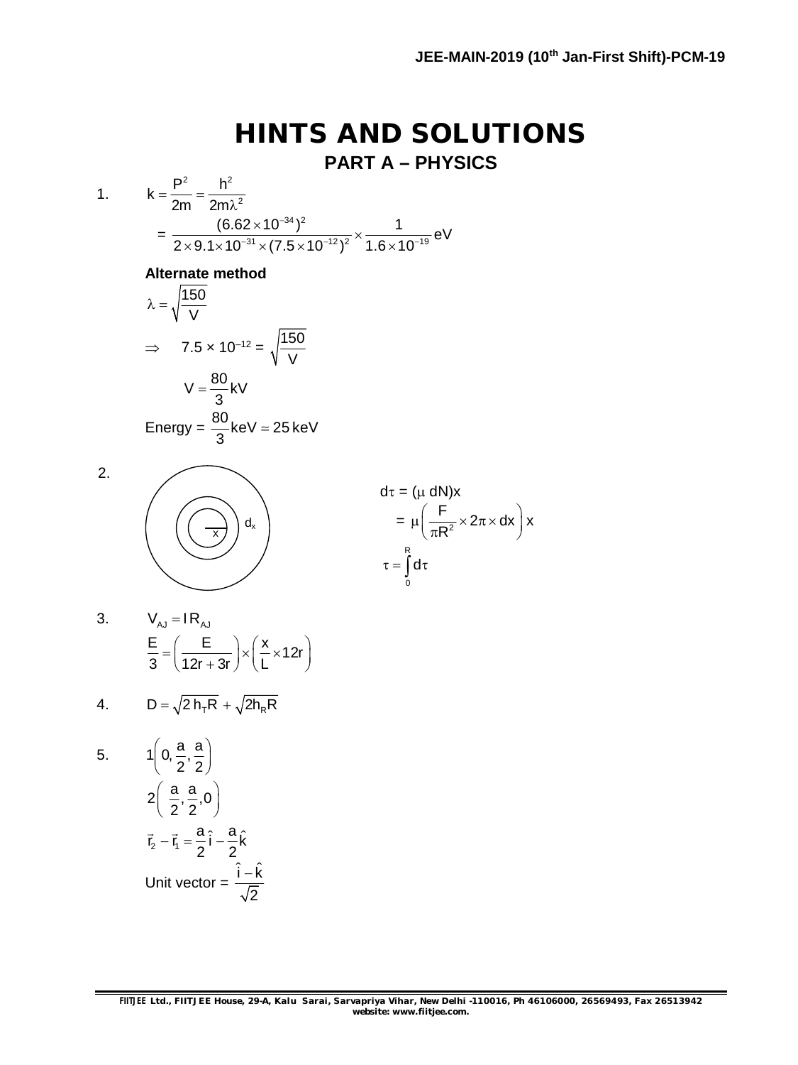# HINTS AND SOLUTIONS

## PART A – PHYSICS

1. $k = \dfrac{P^2}{2m} = \dfrac{h^2}{2m\lambda^2}$

$$= \frac{(6.62\times10^{-34})^2}{2\times9.1\times10^{-31}\times(7.5\times10^{-12})^2}\times\frac{1}{1.6\times10^{-19}}\text{eV}$$

**Alternate method**

$$\lambda = \sqrt{\frac{150}{V}}$$

$$\Rightarrow \quad 7.5\times10^{-12} = \sqrt{\frac{150}{V}}$$

$$V = \frac{80}{3}\text{kV}$$

$$\text{Energy} = \frac{80}{3}\text{keV} \simeq 25\,\text{keV}$$

2. 

$$d\tau = (\mu\, dN)x$$

$$= \mu\left(\frac{F}{\pi R^2}\times2\pi\times dx\right)x$$

$$\tau = \int_0^R d\tau$$

3. $V_{AJ} = IR_{AJ}$

$$\frac{E}{3} = \left(\frac{E}{12r+3r}\right)\times\left(\frac{x}{L}\times12r\right)$$

4. $D = \sqrt{2h_TR} + \sqrt{2h_RR}$

5. $1\left(0, \dfrac{a}{2}, \dfrac{a}{2}\right)$

$2\left(\dfrac{a}{2}, \dfrac{a}{2}, 0\right)$

$$\vec{r}_2 - \vec{r}_1 = \frac{a}{2}\hat{i} - \frac{a}{2}\hat{k}$$

$$\text{Unit vector} = \frac{\hat{i}-\hat{k}}{\sqrt{2}}$$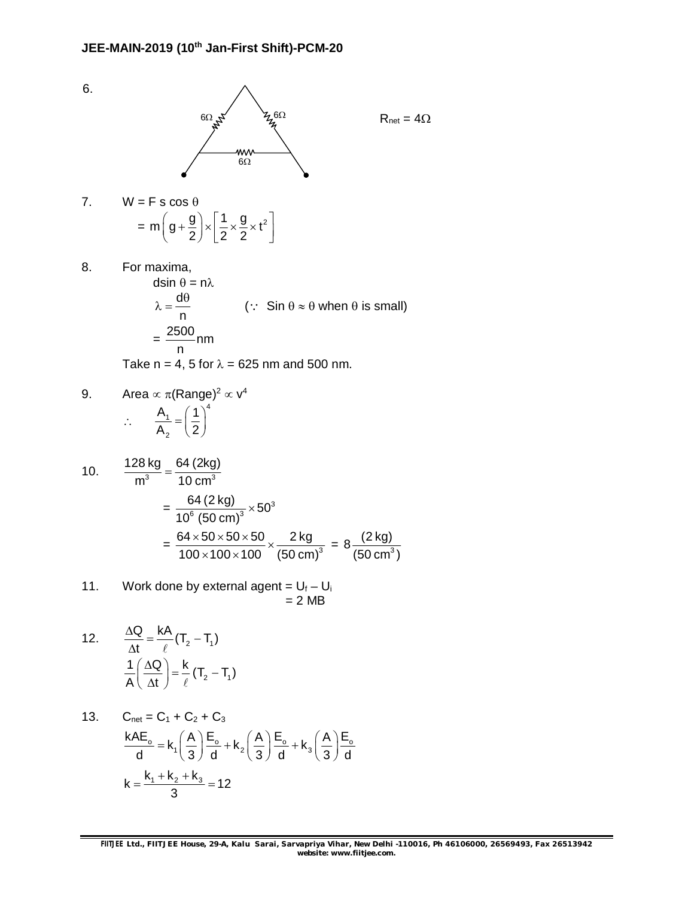6. $R_{net} = 4\Omega$

7. $W = F \, s \cos\theta$

$$= m\left(g + \frac{g}{2}\right) \times \left[\frac{1}{2} \times \frac{g}{2} \times t^2\right]$$

8. For maxima,

$$d\sin\theta = n\lambda$$

$$\lambda = \frac{d\theta}{n} \qquad (\because \ \sin\theta \approx \theta \text{ when } \theta \text{ is small})$$

$$= \frac{2500}{n}\text{nm}$$

Take n = 4, 5 for $\lambda$ = 625 nm and 500 nm.

9. Area $\propto \pi(\text{Range})^2 \propto v^4$

$$\therefore \quad \frac{A_1}{A_2} = \left(\frac{1}{2}\right)^4$$

10. 
$$\frac{128\,\text{kg}}{\text{m}^3} = \frac{64\,(2\text{kg})}{10\,\text{cm}^3}$$

$$= \frac{64\,(2\,\text{kg})}{10^6\,(50\,\text{cm})^3} \times 50^3$$

$$= \frac{64 \times 50 \times 50 \times 50}{100 \times 100 \times 100} \times \frac{2\,\text{kg}}{(50\,\text{cm})^3} = 8\frac{(2\,\text{kg})}{(50\,\text{cm}^3)}$$

11. Work done by external agent = $U_f - U_i$

$= 2$ MB

12. 
$$\frac{\Delta Q}{\Delta t} = \frac{kA}{\ell}(T_2 - T_1)$$

$$\frac{1}{A}\left(\frac{\Delta Q}{\Delta t}\right) = \frac{k}{\ell}(T_2 - T_1)$$

13. $C_{net} = C_1 + C_2 + C_3$

$$\frac{kAE_o}{d} = k_1\left(\frac{A}{3}\right)\frac{E_o}{d} + k_2\left(\frac{A}{3}\right)\frac{E_o}{d} + k_3\left(\frac{A}{3}\right)\frac{E_o}{d}$$

$$k = \frac{k_1 + k_2 + k_3}{3} = 12$$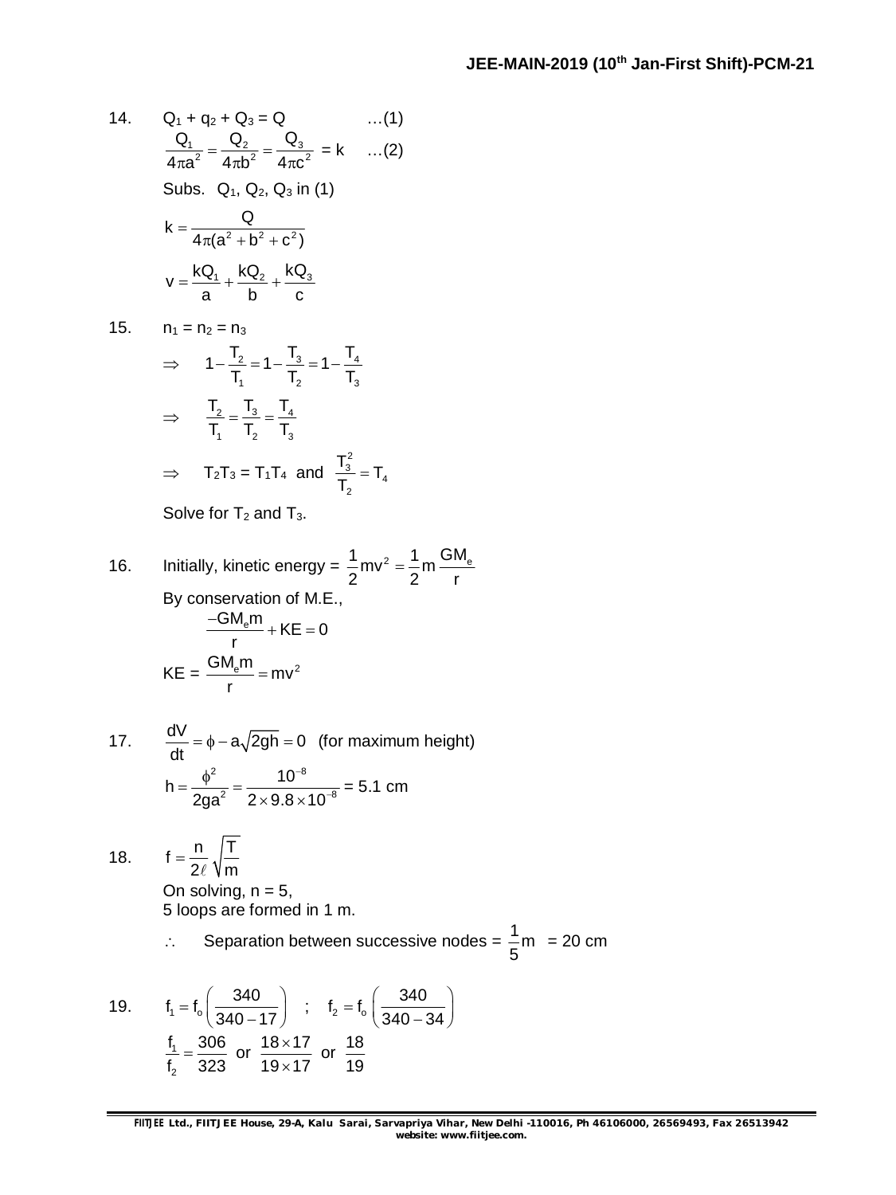14. $Q_1 + q_2 + Q_3 = Q$ …(1)

$$\frac{Q_1}{4\pi a^2} = \frac{Q_2}{4\pi b^2} = \frac{Q_3}{4\pi c^2} = k \quad \ldots(2)$$

Subs. $Q_1$, $Q_2$, $Q_3$ in (1)

$$k = \frac{Q}{4\pi(a^2 + b^2 + c^2)}$$

$$v = \frac{kQ_1}{a} + \frac{kQ_2}{b} + \frac{kQ_3}{c}$$

15. $n_1 = n_2 = n_3$

$$\Rightarrow \quad 1 - \frac{T_2}{T_1} = 1 - \frac{T_3}{T_2} = 1 - \frac{T_4}{T_3}$$

$$\Rightarrow \quad \frac{T_2}{T_1} = \frac{T_3}{T_2} = \frac{T_4}{T_3}$$

$$\Rightarrow \quad T_2T_3 = T_1T_4 \text{ and } \frac{T_3^2}{T_2} = T_4$$

Solve for $T_2$ and $T_3$.

16. Initially, kinetic energy = $\frac{1}{2}mv^2 = \frac{1}{2}m\frac{GM_e}{r}$

By conservation of M.E.,

$$\frac{-GM_e m}{r} + KE = 0$$

$$KE = \frac{GM_e m}{r} = mv^2$$

17. $$\frac{dV}{dt} = \phi - a\sqrt{2gh} = 0 \text{ (for maximum height)}$$

$$h = \frac{\phi^2}{2ga^2} = \frac{10^{-8}}{2 \times 9.8 \times 10^{-8}} = 5.1 \text{ cm}$$

18. $$f = \frac{n}{2\ell}\sqrt{\frac{T}{m}}$$

On solving, $n = 5$,

5 loops are formed in 1 m.

$\therefore$ Separation between successive nodes = $\frac{1}{5}$m = 20 cm

19. $$f_1 = f_o\left(\frac{340}{340 - 17}\right) \quad ; \quad f_2 = f_o\left(\frac{340}{340 - 34}\right)$$

$$\frac{f_1}{f_2} = \frac{306}{323} \text{ or } \frac{18 \times 17}{19 \times 17} \text{ or } \frac{18}{19}$$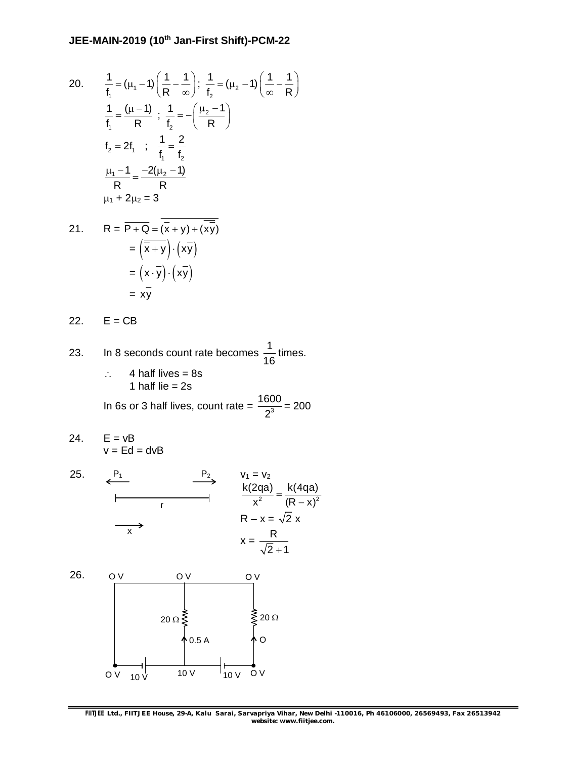20. $\frac{1}{f_1} = (\mu_1 - 1)\left(\frac{1}{R} - \frac{1}{\infty}\right)$; $\frac{1}{f_2} = (\mu_2 - 1)\left(\frac{1}{\infty} - \frac{1}{R}\right)$

$\frac{1}{f_1} = \frac{(\mu - 1)}{R}$ ; $\frac{1}{f_2} = -\left(\frac{\mu_2 - 1}{R}\right)$

$f_2 = 2f_1$ ; $\frac{1}{f_1} = \frac{2}{f_2}$

$\frac{\mu_1 - 1}{R} = \frac{-2(\mu_2 - 1)}{R}$

$\mu_1 + 2\mu_2 = 3$

21. $R = \overline{P + Q} = \overline{(\bar{x} + y) + (\overline{x\bar{y}})}$

$= \left(\overline{\bar{x} + y}\right) \cdot \left(x\bar{y}\right)$

$= \left(x \cdot \bar{y}\right) \cdot \left(x\bar{y}\right)$

$= x\bar{y}$

22. $E = CB$

23. In 8 seconds count rate becomes $\frac{1}{16}$ times.

$\therefore$ 4 half lives = 8s
1 half lie = 2s

In 6s or 3 half lives, count rate = $\frac{1600}{2^3} = 200$

24. $E = vB$
$v = Ed = dvB$

25. $P_1$ ← , → $P_2$, separation $r$, $x$ →

$v_1 = v_2$

$\frac{k(2qa)}{x^2} = \frac{k(4qa)}{(R - x)^2}$

$R - x = \sqrt{2}\,x$

$x = \frac{R}{\sqrt{2} + 1}$

26. (Circuit diagram: top nodes at O V, O V, O V; middle branch 20 Ω with current 0.5 A; right branch 20 Ω with current O; bottom nodes O V, 10 V, 10 V, O V with batteries 10 V and 10 V.)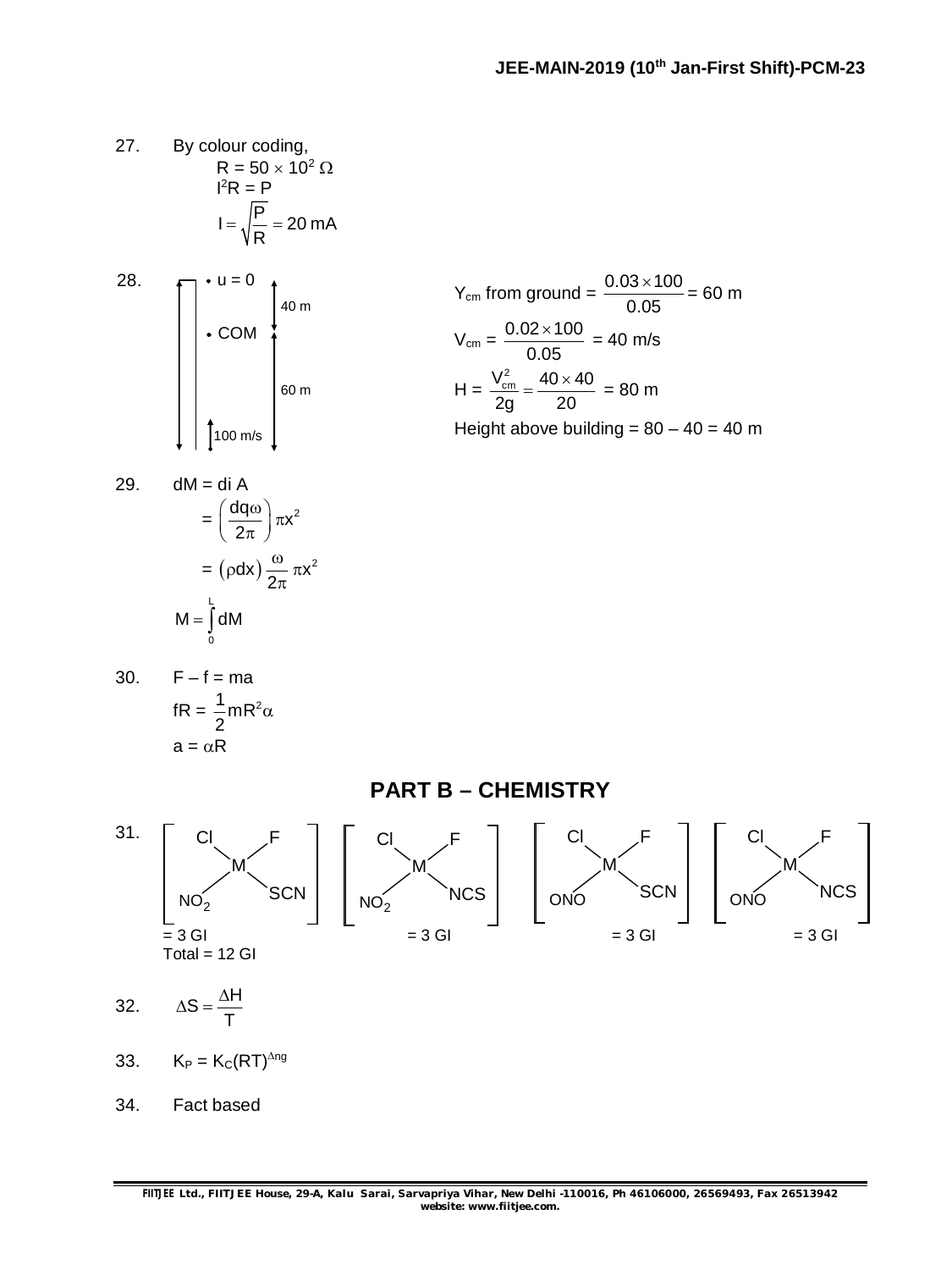27. By colour coding,

$R = 50 \times 10^2\ \Omega$

$I^2R = P$

$I = \sqrt{\frac{P}{R}} = 20\text{ mA}$

28. $u = 0$ (top); COM; 40 m; 60 m; 100 m/s

$Y_{cm}$ from ground $= \frac{0.03 \times 100}{0.05} = 60\text{ m}$

$V_{cm} = \frac{0.02 \times 100}{0.05} = 40\text{ m/s}$

$H = \frac{V_{cm}^2}{2g} = \frac{40 \times 40}{20} = 80\text{ m}$

Height above building $= 80 - 40 = 40\text{ m}$

29. $dM = di\,A$

$= \left(\frac{dq\omega}{2\pi}\right)\pi x^2$

$= (\rho dx)\frac{\omega}{2\pi}\pi x^2$

$M = \int_0^L dM$

30. $F - f = ma$

$fR = \frac{1}{2}mR^2\alpha$

$a = \alpha R$

## PART B – CHEMISTRY

31. $[M(Cl)(F)(NO_2)(SCN)]$ = 3 GI; $[M(Cl)(F)(NO_2)(NCS)]$ = 3 GI; $[M(Cl)(F)(ONO)(SCN)]$ = 3 GI; $[M(Cl)(F)(ONO)(NCS)]$ = 3 GI

Total = 12 GI

32. $\Delta S = \frac{\Delta H}{T}$

33. $K_P = K_C(RT)^{\Delta ng}$

34. Fact based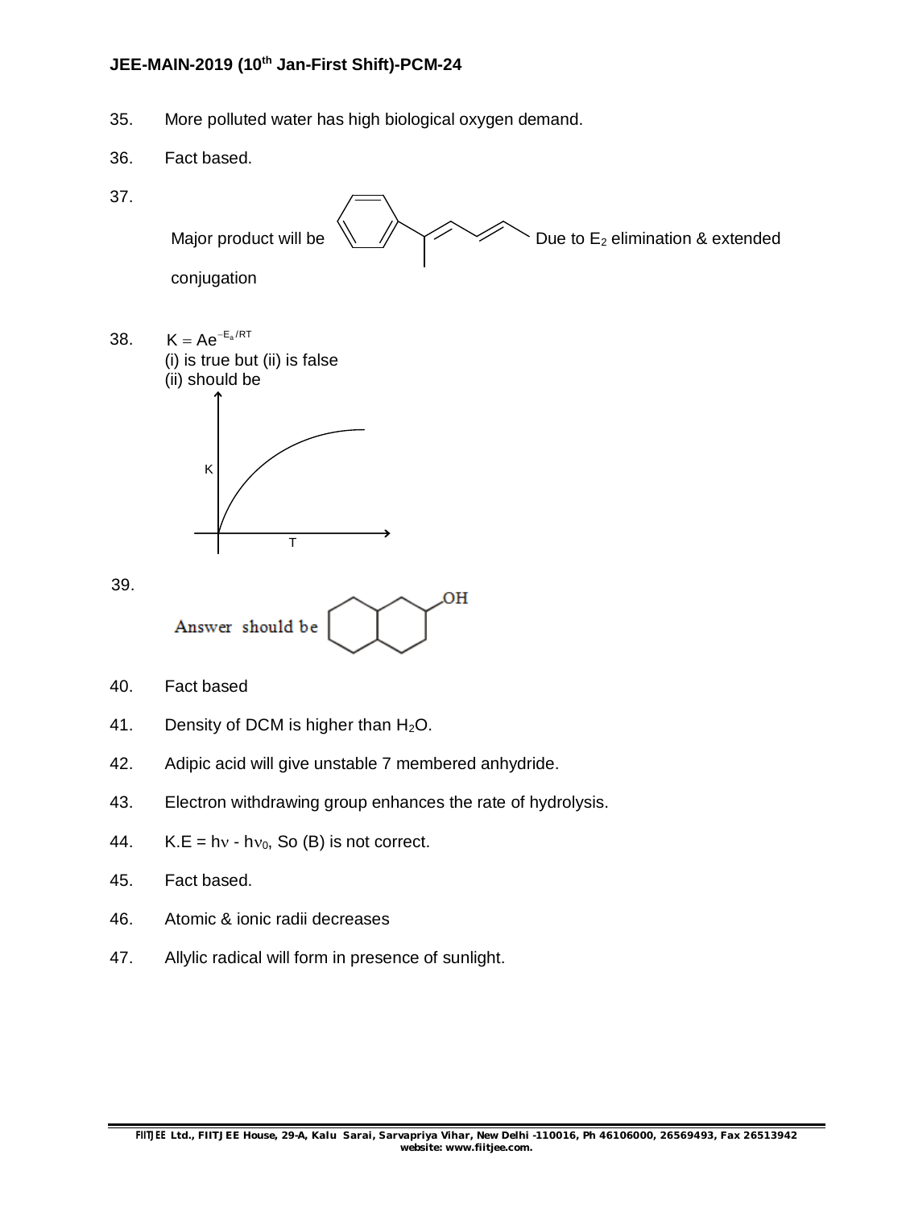35. More polluted water has high biological oxygen demand.

36. Fact based.

37. Major product will be Due to $E_2$ elimination & extended conjugation

38. $K = Ae^{-E_a/RT}$
(i) is true but (ii) is false
(ii) should be

39. Answer should be

40. Fact based

41. Density of DCM is higher than $H_2O$.

42. Adipic acid will give unstable 7 membered anhydride.

43. Electron withdrawing group enhances the rate of hydrolysis.

44. $K.E = h\nu - h\nu_0$, So (B) is not correct.

45. Fact based.

46. Atomic & ionic radii decreases

47. Allylic radical will form in presence of sunlight.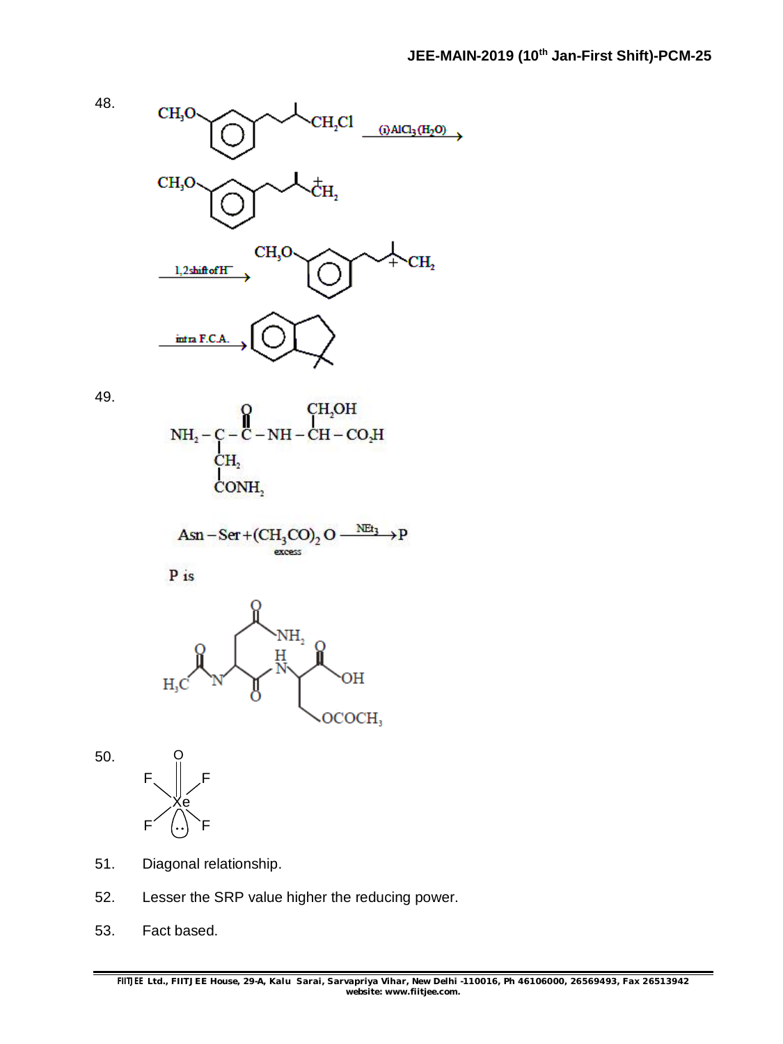48.

$CH_3O$–(benzene ring)–$CH_2CH_2CH(CH_3)CH_2Cl$ $\xrightarrow{(i) AlCl_3 (H_2O)}$

$CH_3O$–(benzene ring)–$CH_2CH_2CH(CH_3)\overset{+}{C}H_2$

$\xrightarrow{1,2 \text{ shift of } H^-}$ $CH_3O$–(benzene ring)–$CH_2CH_2\overset{+}{C}(CH_3)CH_3$

$\xrightarrow{\text{intra F.C.A.}}$ (indane ring product)

49.

$$NH_2-\underset{\underset{CONH_2}{|}}{\underset{CH_2}{|}}{C}-\overset{O}{\overset{||}{C}}-NH-\overset{CH_2OH}{\overset{|}{C}H}-CO_2H$$

$$Asn-Ser+\underset{excess}{(CH_3CO)_2O}\xrightarrow{NEt_3}P$$

P is

$H_3C-CO-NH-CH(CH_2CONH_2)-CO-NH-CH(CH_2OCOCH_3)-COOH$

50.

$XeOF_4$ (square pyramidal structure: O at apex, four F around Xe, one lone pair on Xe)

51. Diagonal relationship.

52. Lesser the SRP value higher the reducing power.

53. Fact based.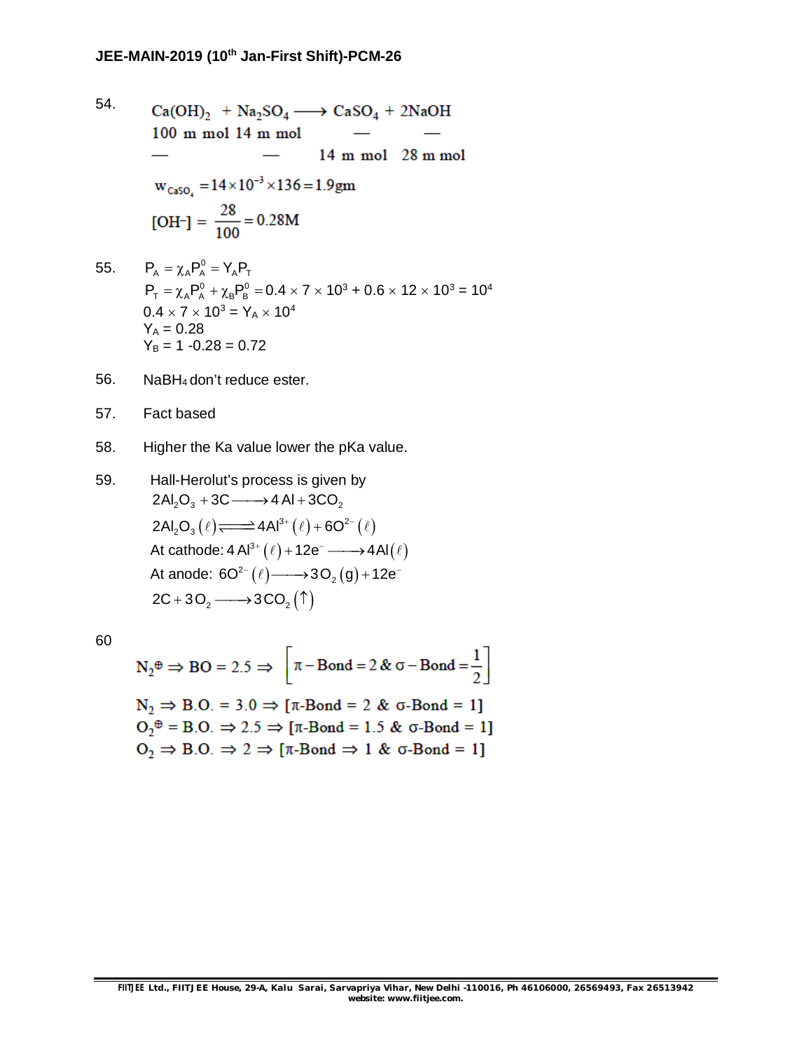54.

$$Ca(OH)_2 + Na_2SO_4 \longrightarrow CaSO_4 + 2NaOH$$

| | | | |
|---|---|---|---|
| 100 m mol | 14 m mol | — | — |
| — | — | 14 m mol | 28 m mol |

$$w_{CaSO_4} = 14 \times 10^{-3} \times 136 = 1.9\text{gm}$$

$$[OH^-] = \frac{28}{100} = 0.28\text{M}$$

55. $P_A = \chi_A P_A^0 = Y_A P_T$

$P_T = \chi_A P_A^0 + \chi_B P_B^0 = 0.4 \times 7 \times 10^3 + 0.6 \times 12 \times 10^3 = 10^4$

$0.4 \times 7 \times 10^3 = Y_A \times 10^4$

$Y_A = 0.28$

$Y_B = 1 - 0.28 = 0.72$

56. $NaBH_4$ don't reduce ester.

57. Fact based

58. Higher the Ka value lower the pKa value.

59. Hall-Herolut's process is given by

$2Al_2O_3 + 3C \longrightarrow 4Al + 3CO_2$

$2Al_2O_3(\ell) \rightleftharpoons 4Al^{3+}(\ell) + 6O^{2-}(\ell)$

At cathode: $4Al^{3+}(\ell) + 12e^- \longrightarrow 4Al(\ell)$

At anode: $6O^{2-}(\ell) \longrightarrow 3O_2(g) + 12e^-$

$2C + 3O_2 \longrightarrow 3CO_2(\uparrow)$

60

$N_2^{\oplus} \Rightarrow BO = 2.5 \Rightarrow \left[\pi - \text{Bond} = 2 \,\&\, \sigma - \text{Bond} = \frac{1}{2}\right]$

$N_2 \Rightarrow B.O. = 3.0 \Rightarrow [\pi\text{-Bond} = 2 \,\&\, \sigma\text{-Bond} = 1]$

$O_2^{\oplus} = B.O. \Rightarrow 2.5 \Rightarrow [\pi\text{-Bond} = 1.5 \,\&\, \sigma\text{-Bond} = 1]$

$O_2 \Rightarrow B.O. \Rightarrow 2 \Rightarrow [\pi\text{-Bond} \Rightarrow 1 \,\&\, \sigma\text{-Bond} = 1]$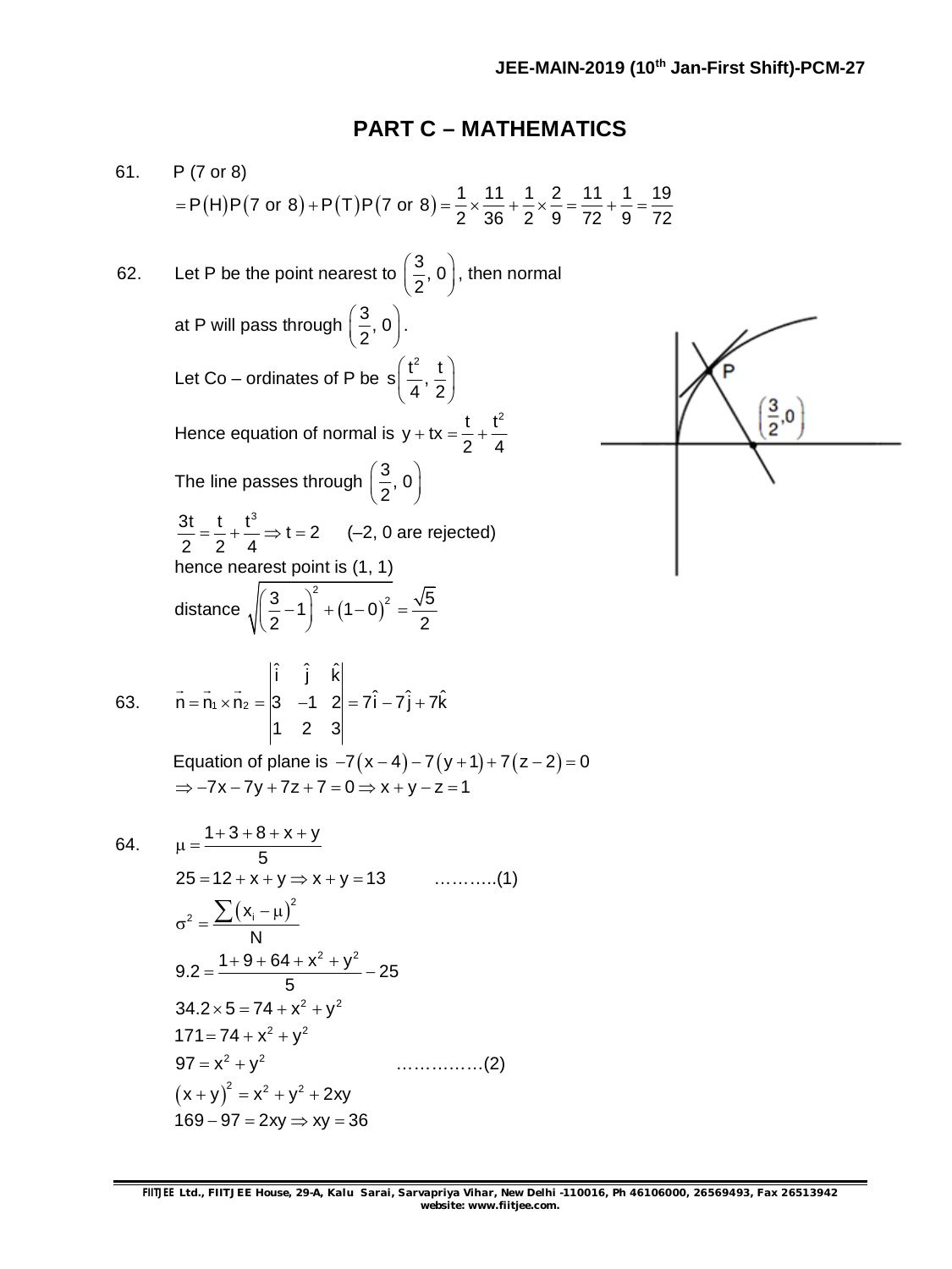## PART C – MATHEMATICS

61. P (7 or 8)

$$= P(H)P(7 \text{ or } 8) + P(T)P(7 \text{ or } 8) = \frac{1}{2} \times \frac{11}{36} + \frac{1}{2} \times \frac{2}{9} = \frac{11}{72} + \frac{1}{9} = \frac{19}{72}$$

62. Let P be the point nearest to $\left(\frac{3}{2}, 0\right)$, then normal at P will pass through $\left(\frac{3}{2}, 0\right)$.

Let Co – ordinates of P be $s\left(\frac{t^2}{4}, \frac{t}{2}\right)$

Hence equation of normal is $y + tx = \frac{t}{2} + \frac{t^2}{4}$

The line passes through $\left(\frac{3}{2}, 0\right)$

$\frac{3t}{2} = \frac{t}{2} + \frac{t^3}{4} \Rightarrow t = 2$ (–2, 0 are rejected)

hence nearest point is (1, 1)

distance $\sqrt{\left(\frac{3}{2} - 1\right)^2 + (1 - 0)^2} = \frac{\sqrt{5}}{2}$

63. $$\vec{n} = \vec{n}_1 \times \vec{n}_2 = \begin{vmatrix} \hat{i} & \hat{j} & \hat{k} \\ 3 & -1 & 2 \\ 1 & 2 & 3 \end{vmatrix} = 7\hat{i} - 7\hat{j} + 7\hat{k}$$

Equation of plane is $-7(x - 4) - 7(y + 1) + 7(z - 2) = 0$

$\Rightarrow -7x - 7y + 7z + 7 = 0 \Rightarrow x + y - z = 1$

64. $\mu = \frac{1 + 3 + 8 + x + y}{5}$

$25 = 12 + x + y \Rightarrow x + y = 13$ ………..(1)

$\sigma^2 = \frac{\sum (x_i - \mu)^2}{N}$

$9.2 = \frac{1 + 9 + 64 + x^2 + y^2}{5} - 25$

$34.2 \times 5 = 74 + x^2 + y^2$

$171 = 74 + x^2 + y^2$

$97 = x^2 + y^2$ ……………(2)

$(x + y)^2 = x^2 + y^2 + 2xy$

$169 - 97 = 2xy \Rightarrow xy = 36$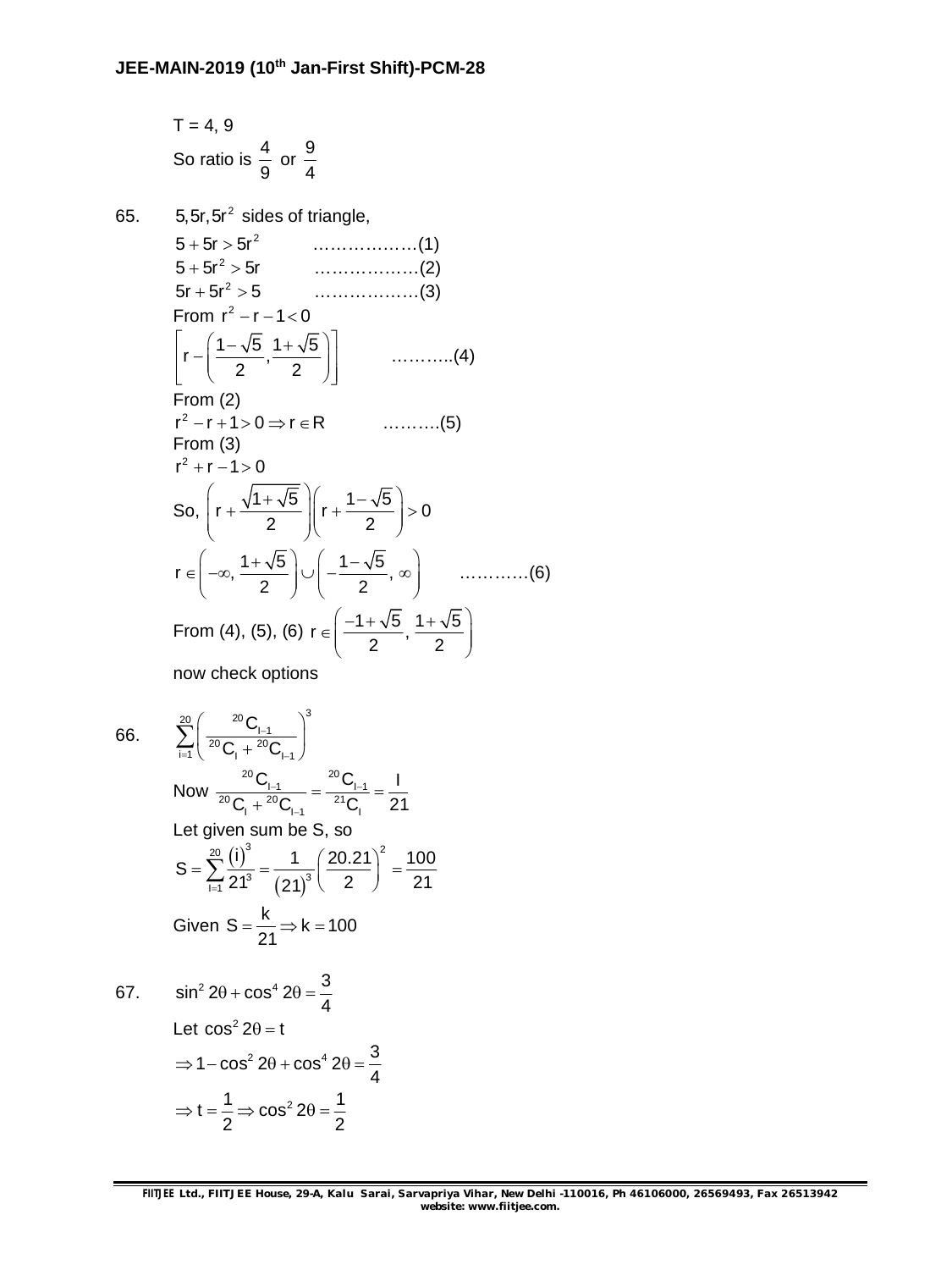T = 4, 9

So ratio is $\frac{4}{9}$ or $\frac{9}{4}$

65. $5, 5r, 5r^2$ sides of triangle,

$5 + 5r > 5r^2$ ………………(1)

$5 + 5r^2 > 5r$ ………………(2)

$5r + 5r^2 > 5$ ………………(3)

From $r^2 - r - 1 < 0$

$\left[r - \left(\frac{1-\sqrt{5}}{2}, \frac{1+\sqrt{5}}{2}\right)\right]$ ………..(4)

From (2)

$r^2 - r + 1 > 0 \Rightarrow r \in R$ ……….(5)

From (3)

$r^2 + r - 1 > 0$

So, $\left(r + \frac{\sqrt{1+\sqrt{5}}}{2}\right)\left(r + \frac{1-\sqrt{5}}{2}\right) > 0$

$r \in \left(-\infty, \frac{1+\sqrt{5}}{2}\right) \cup \left(-\frac{1-\sqrt{5}}{2}, \infty\right)$ …………(6)

From (4), (5), (6) $r \in \left(\frac{-1+\sqrt{5}}{2}, \frac{1+\sqrt{5}}{2}\right)$

now check options

66. $\sum_{i=1}^{20}\left(\frac{{}^{20}C_{I-1}}{{}^{20}C_{I} + {}^{20}C_{I-1}}\right)^3$

Now $\frac{{}^{20}C_{I-1}}{{}^{20}C_{I} + {}^{20}C_{I-1}} = \frac{{}^{20}C_{I-1}}{{}^{21}C_{I}} = \frac{I}{21}$

Let given sum be S, so

$S = \sum_{I=1}^{20}\frac{(i)^3}{21^3} = \frac{1}{(21)^3}\left(\frac{20.21}{2}\right)^2 = \frac{100}{21}$

Given $S = \frac{k}{21} \Rightarrow k = 100$

67. $\sin^2 2\theta + \cos^4 2\theta = \frac{3}{4}$

Let $\cos^2 2\theta = t$

$\Rightarrow 1 - \cos^2 2\theta + \cos^4 2\theta = \frac{3}{4}$

$\Rightarrow t = \frac{1}{2} \Rightarrow \cos^2 2\theta = \frac{1}{2}$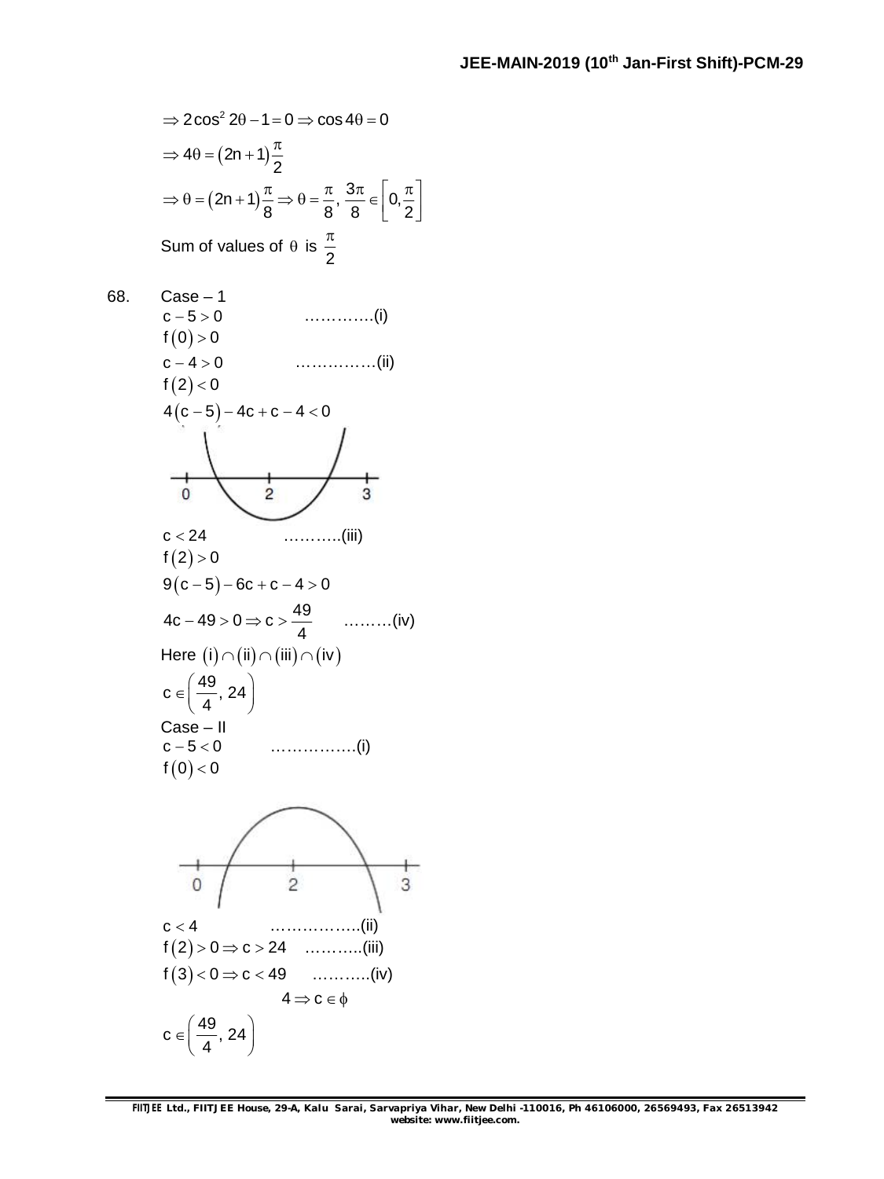$\Rightarrow 2\cos^2 2\theta - 1 = 0 \Rightarrow \cos 4\theta = 0$

$\Rightarrow 4\theta = (2n+1)\dfrac{\pi}{2}$

$\Rightarrow \theta = (2n+1)\dfrac{\pi}{8} \Rightarrow \theta = \dfrac{\pi}{8}, \dfrac{3\pi}{8} \in \left[0, \dfrac{\pi}{2}\right]$

Sum of values of $\theta$ is $\dfrac{\pi}{2}$

68. Case – 1

$c - 5 > 0$ ………….(i)

$f(0) > 0$

$c - 4 > 0$ ……………(ii)

$f(2) < 0$

$4(c-5) - 4c + c - 4 < 0$

$c < 24$ ………..(iii)

$f(2) > 0$

$9(c-5) - 6c + c - 4 > 0$

$4c - 49 > 0 \Rightarrow c > \dfrac{49}{4}$ ………(iv)

Here $(i) \cap (ii) \cap (iii) \cap (iv)$

$c \in \left(\dfrac{49}{4}, 24\right)$

Case – II

$c - 5 < 0$ …………….(i)

$f(0) < 0$

$c < 4$ ……………..(ii)

$f(2) > 0 \Rightarrow c > 24$ ………..(iii)

$f(3) < 0 \Rightarrow c < 49$ ………..(iv)

$4 \Rightarrow c \in \phi$

$c \in \left(\dfrac{49}{4}, 24\right)$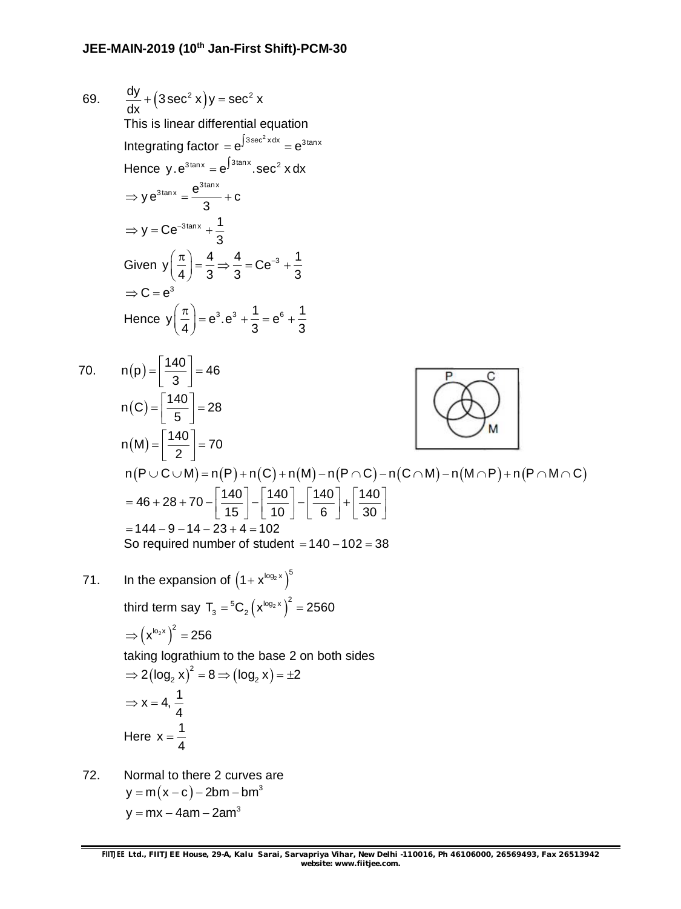69. $\frac{dy}{dx}+\left(3\sec^2 x\right)y=\sec^2 x$

This is linear differential equation

Integrating factor $=e^{\int 3\sec^2 x\,dx}=e^{3\tan x}$

Hence $y.e^{3\tan x}=e^{\int 3\tan x}.\sec^2 x\,dx$

$\Rightarrow y e^{3\tan x}=\frac{e^{3\tan x}}{3}+c$

$\Rightarrow y=Ce^{-3\tan x}+\frac{1}{3}$

Given $y\left(\frac{\pi}{4}\right)=\frac{4}{3}\Rightarrow \frac{4}{3}=Ce^{-3}+\frac{1}{3}$

$\Rightarrow C=e^3$

Hence $y\left(\frac{\pi}{4}\right)=e^3.e^3+\frac{1}{3}=e^6+\frac{1}{3}$

70. $n(p)=\left[\frac{140}{3}\right]=46$

$n(C)=\left[\frac{140}{5}\right]=28$

$n(M)=\left[\frac{140}{2}\right]=70$

$n(P\cup C\cup M)=n(P)+n(C)+n(M)-n(P\cap C)-n(C\cap M)-n(M\cap P)+n(P\cap M\cap C)$

$=46+28+70-\left[\frac{140}{15}\right]-\left[\frac{140}{10}\right]-\left[\frac{140}{6}\right]+\left[\frac{140}{30}\right]$

$=144-9-14-23+4=102$

So required number of student $=140-102=38$

71. In the expansion of $\left(1+x^{\log_2 x}\right)^5$

third term say $T_3={}^5C_2\left(x^{\log_2 x}\right)^2=2560$

$\Rightarrow \left(x^{\log_2 x}\right)^2=256$

taking lograthium to the base 2 on both sides

$\Rightarrow 2(\log_2 x)^2=8\Rightarrow (\log_2 x)=\pm 2$

$\Rightarrow x=4,\frac{1}{4}$

Here $x=\frac{1}{4}$

72. Normal to there 2 curves are

$y=m(x-c)-2bm-bm^3$

$y=mx-4am-2am^3$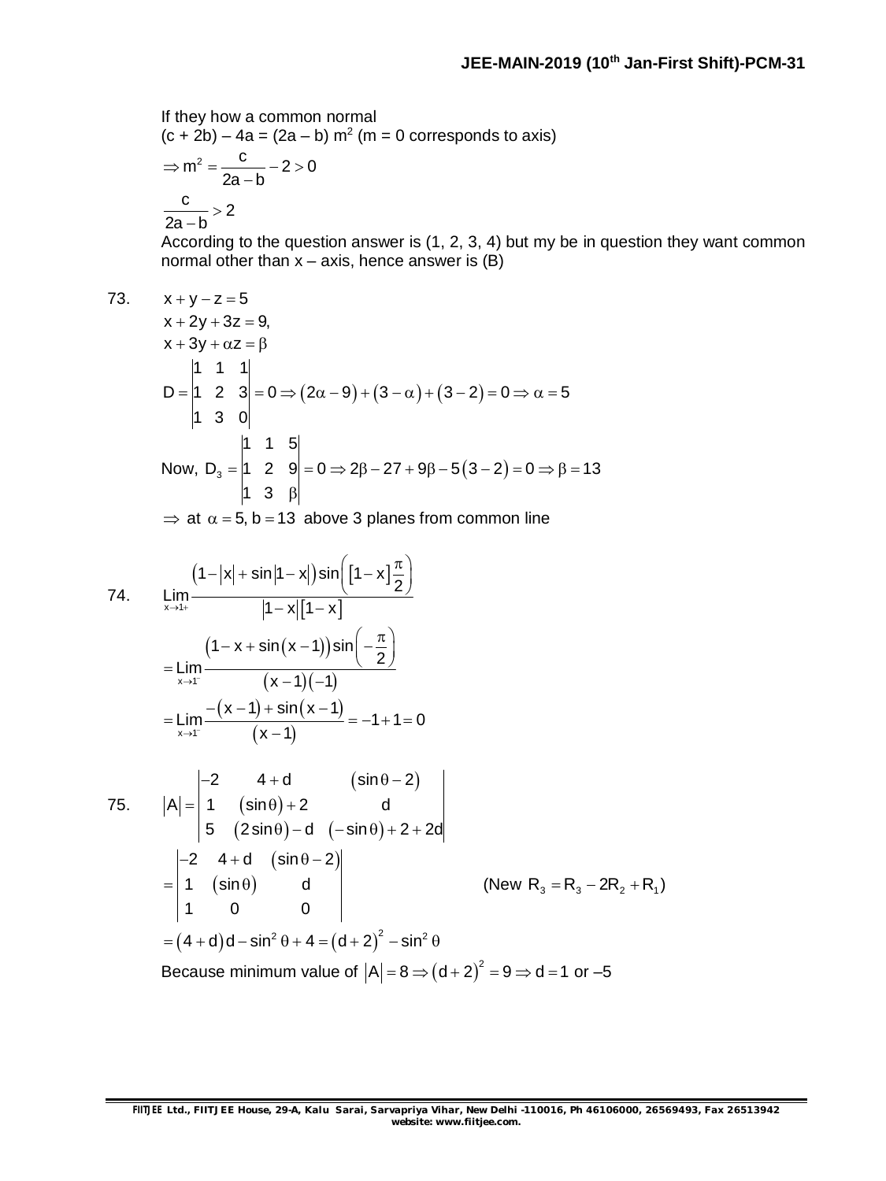If they how a common normal

(c + 2b) – 4a = (2a – b) $m^2$ (m = 0 corresponds to axis)

$$\Rightarrow m^2 = \frac{c}{2a-b} - 2 > 0$$

$$\frac{c}{2a-b} > 2$$

According to the question answer is (1, 2, 3, 4) but my be in question they want common normal other than x – axis, hence answer is (B)

73. $x + y - z = 5$

$x + 2y + 3z = 9,$

$x + 3y + \alpha z = \beta$

$$D = \begin{vmatrix} 1 & 1 & 1 \\ 1 & 2 & 3 \\ 1 & 3 & 0 \end{vmatrix} = 0 \Rightarrow (2\alpha - 9) + (3 - \alpha) + (3 - 2) = 0 \Rightarrow \alpha = 5$$

$$\text{Now, } D_3 = \begin{vmatrix} 1 & 1 & 5 \\ 1 & 2 & 9 \\ 1 & 3 & \beta \end{vmatrix} = 0 \Rightarrow 2\beta - 27 + 9\beta - 5(3-2) = 0 \Rightarrow \beta = 13$$

$\Rightarrow$ at $\alpha = 5, b = 13$ above 3 planes from common line

74. $$\lim_{x \to 1^+} \frac{(1 - |x| + \sin|1-x|)\sin\left([1-x]\frac{\pi}{2}\right)}{|1-x|[1-x]}$$

$$= \lim_{x \to 1^-} \frac{(1 - x + \sin(x-1))\sin\left(-\frac{\pi}{2}\right)}{(x-1)(-1)}$$

$$= \lim_{x \to 1^-} \frac{-(x-1) + \sin(x-1)}{(x-1)} = -1 + 1 = 0$$

75. $$|A| = \begin{vmatrix} -2 & 4+d & (\sin\theta - 2) \\ 1 & (\sin\theta) + 2 & d \\ 5 & (2\sin\theta) - d & (-\sin\theta) + 2 + 2d \end{vmatrix}$$

$$= \begin{vmatrix} -2 & 4+d & (\sin\theta - 2) \\ 1 & (\sin\theta) & d \\ 1 & 0 & 0 \end{vmatrix} \qquad (\text{New } R_3 = R_3 - 2R_2 + R_1)$$

$$= (4+d)d - \sin^2\theta + 4 = (d+2)^2 - \sin^2\theta$$

Because minimum value of $|A| = 8 \Rightarrow (d+2)^2 = 9 \Rightarrow d = 1$ or $-5$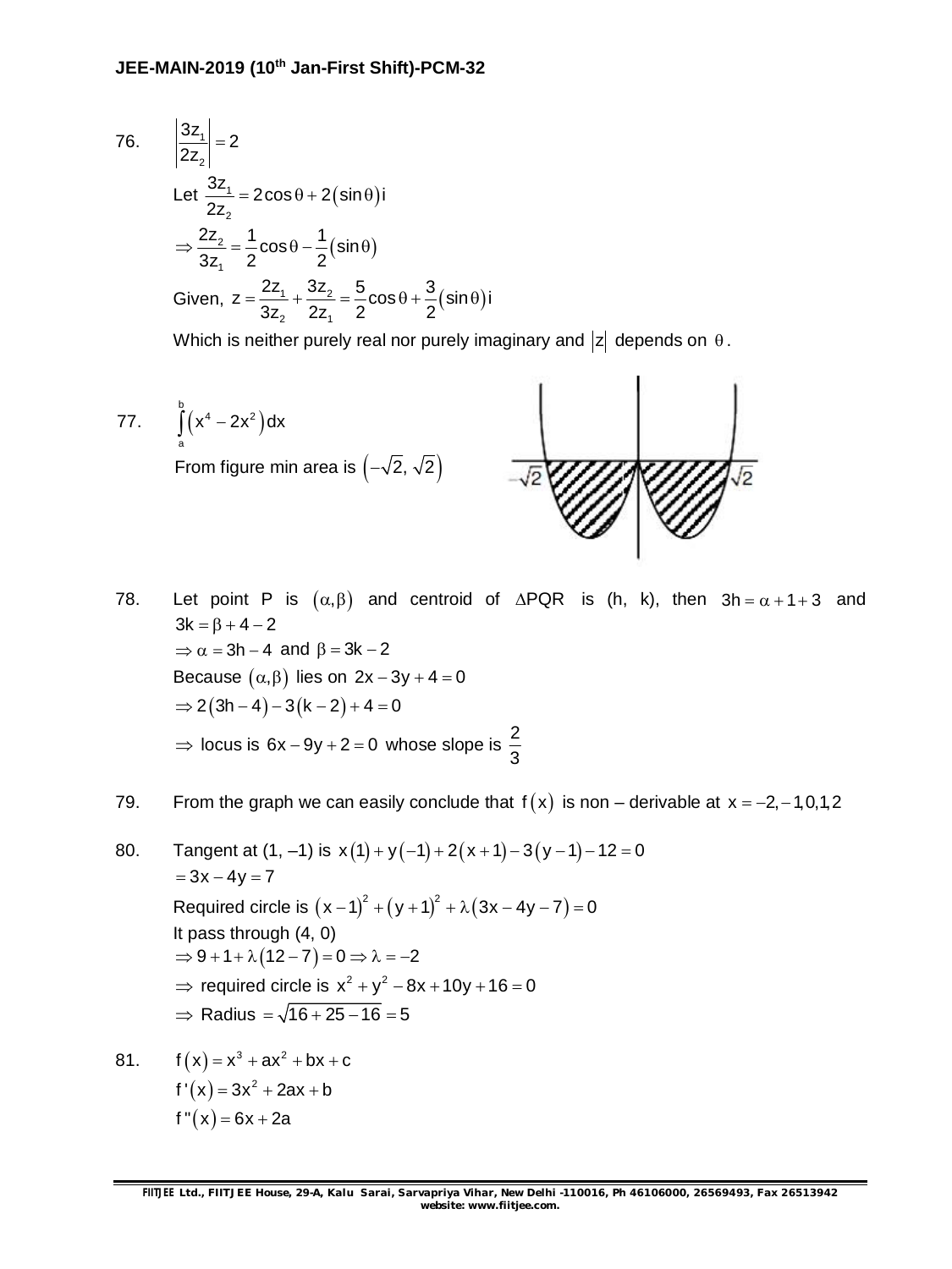76. $\left|\frac{3z_1}{2z_2}\right| = 2$

Let $\frac{3z_1}{2z_2} = 2\cos\theta + 2(\sin\theta)i$

$\Rightarrow \frac{2z_2}{3z_1} = \frac{1}{2}\cos\theta - \frac{1}{2}(\sin\theta)$

Given, $z = \frac{2z_1}{3z_2} + \frac{3z_2}{2z_1} = \frac{5}{2}\cos\theta + \frac{3}{2}(\sin\theta)i$

Which is neither purely real nor purely imaginary and $|z|$ depends on $\theta$.

77. $\int_a^b (x^4 - 2x^2)dx$

From figure min area is $(-\sqrt{2}, \sqrt{2})$

78. Let point P is $(\alpha, \beta)$ and centroid of $\Delta PQR$ is (h, k), then $3h = \alpha + 1 + 3$ and $3k = \beta + 4 - 2$

$\Rightarrow \alpha = 3h - 4$ and $\beta = 3k - 2$

Because $(\alpha, \beta)$ lies on $2x - 3y + 4 = 0$

$\Rightarrow 2(3h - 4) - 3(k - 2) + 4 = 0$

$\Rightarrow$ locus is $6x - 9y + 2 = 0$ whose slope is $\frac{2}{3}$

79. From the graph we can easily conclude that $f(x)$ is non – derivable at $x = -2, -1, 0, 1, 2$

80. Tangent at (1, –1) is $x(1) + y(-1) + 2(x + 1) - 3(y - 1) - 12 = 0$

$= 3x - 4y = 7$

Required circle is $(x - 1)^2 + (y + 1)^2 + \lambda(3x - 4y - 7) = 0$

It pass through (4, 0)

$\Rightarrow 9 + 1 + \lambda(12 - 7) = 0 \Rightarrow \lambda = -2$

$\Rightarrow$ required circle is $x^2 + y^2 - 8x + 10y + 16 = 0$

$\Rightarrow$ Radius $= \sqrt{16 + 25 - 16} = 5$

81. $f(x) = x^3 + ax^2 + bx + c$

$f'(x) = 3x^2 + 2ax + b$

$f''(x) = 6x + 2a$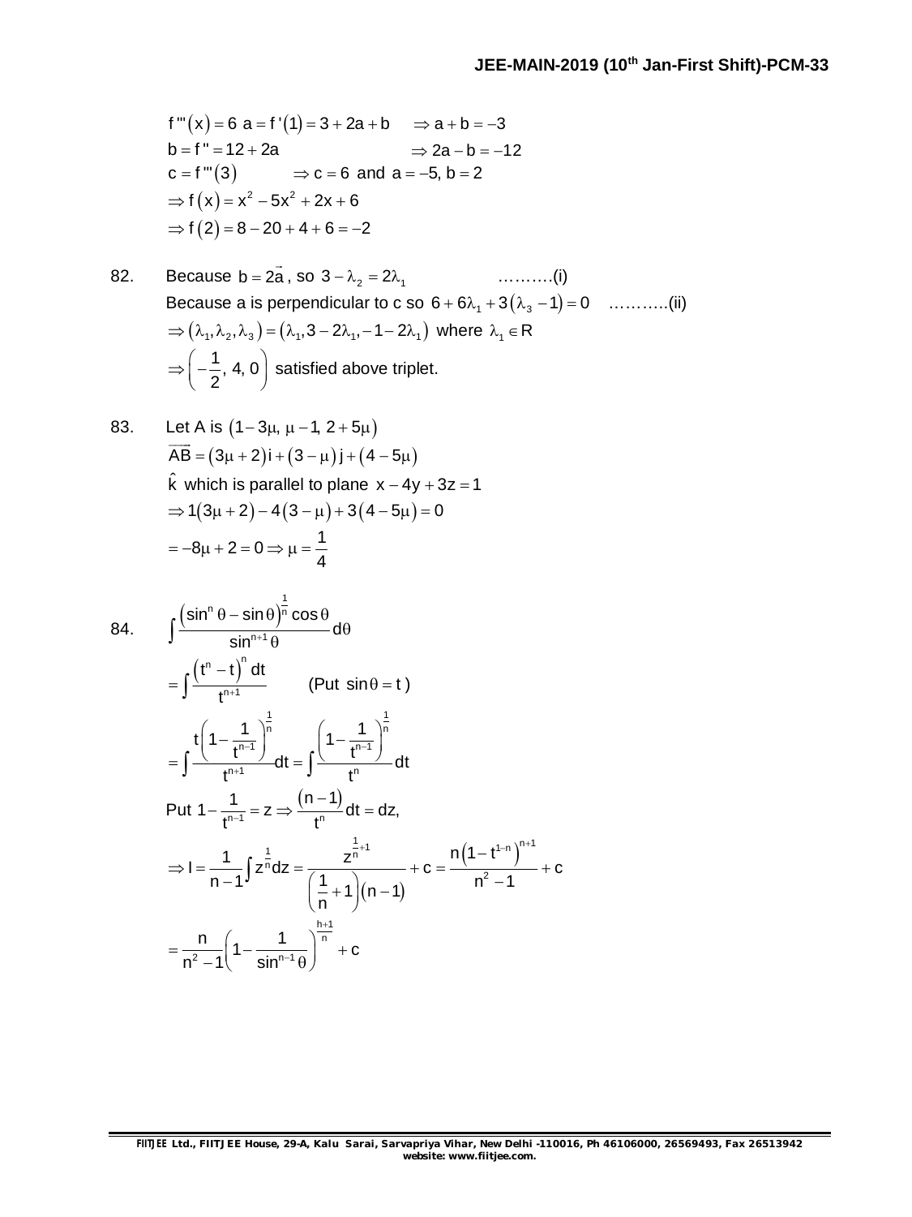$f'''(x) = 6\ a = f'(1) = 3 + 2a + b \quad \Rightarrow a + b = -3$

$b = f'' = 12 + 2a \quad\quad \Rightarrow 2a - b = -12$

$c = f'''(3) \quad\quad \Rightarrow c = 6 \text{ and } a = -5, b = 2$

$\Rightarrow f(x) = x^2 - 5x^2 + 2x + 6$

$\Rightarrow f(2) = 8 - 20 + 4 + 6 = -2$

82. Because $b = 2\vec{a}$, so $3 - \lambda_2 = 2\lambda_1$ ……….(i)

Because a is perpendicular to c so $6 + 6\lambda_1 + 3(\lambda_3 - 1) = 0$ ………..(ii)

$\Rightarrow (\lambda_1, \lambda_2, \lambda_3) = (\lambda_1, 3 - 2\lambda_1, -1 - 2\lambda_1)$ where $\lambda_1 \in R$

$\Rightarrow \left(-\frac{1}{2}, 4, 0\right)$ satisfied above triplet.

83. Let A is $(1 - 3\mu, \mu - 1, 2 + 5\mu)$

$\overrightarrow{AB} = (3\mu + 2)i + (3 - \mu)j + (4 - 5\mu)$

$\hat{k}$ which is parallel to plane $x - 4y + 3z = 1$

$\Rightarrow 1(3\mu + 2) - 4(3 - \mu) + 3(4 - 5\mu) = 0$

$= -8\mu + 2 = 0 \Rightarrow \mu = \frac{1}{4}$

84. $\int \frac{(\sin^n\theta - \sin\theta)^{\frac{1}{n}} \cos\theta}{\sin^{n+1}\theta} d\theta$

$= \int \frac{(t^n - t)^n dt}{t^{n+1}}$ (Put $\sin\theta = t$)

$= \int \frac{t\left(1 - \frac{1}{t^{n-1}}\right)^{\frac{1}{n}}}{t^{n+1}} dt = \int \frac{\left(1 - \frac{1}{t^{n-1}}\right)^{\frac{1}{n}}}{t^n} dt$

Put $1 - \frac{1}{t^{n-1}} = z \Rightarrow \frac{(n-1)}{t^n} dt = dz,$

$\Rightarrow I = \frac{1}{n-1}\int z^{\frac{1}{n}} dz = \frac{z^{\frac{1}{n}+1}}{\left(\frac{1}{n}+1\right)(n-1)} + c = \frac{n\left(1 - t^{1-n}\right)^{n+1}}{n^2 - 1} + c$

$= \frac{n}{n^2 - 1}\left(1 - \frac{1}{\sin^{n-1}\theta}\right)^{\frac{h+1}{n}} + c$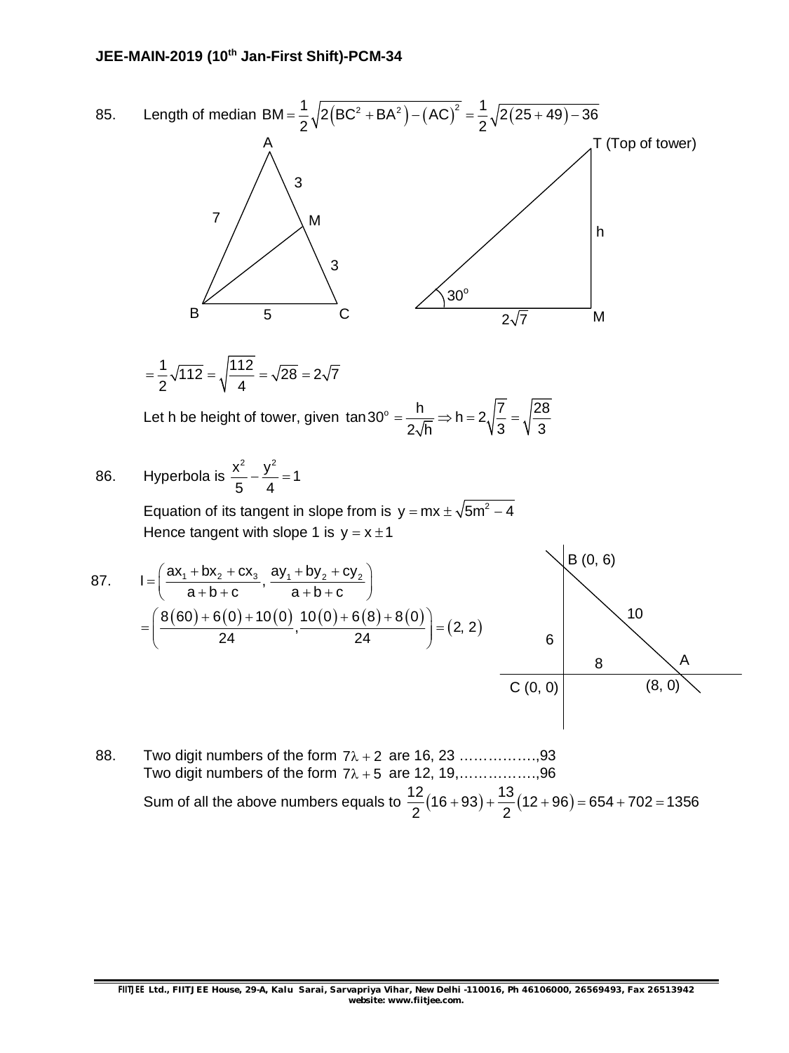85. Length of median $BM = \frac{1}{2}\sqrt{2\left(BC^2 + BA^2\right) - \left(AC\right)^2} = \frac{1}{2}\sqrt{2\left(25+49\right) - 36}$

$= \frac{1}{2}\sqrt{112} = \sqrt{\frac{112}{4}} = \sqrt{28} = 2\sqrt{7}$

Let h be height of tower, given $\tan 30^o = \frac{h}{2\sqrt{h}} \Rightarrow h = 2\sqrt{\frac{7}{3}} = \sqrt{\frac{28}{3}}$

86. Hyperbola is $\frac{x^2}{5} - \frac{y^2}{4} = 1$

Equation of its tangent in slope from is $y = mx \pm \sqrt{5m^2 - 4}$

Hence tangent with slope 1 is $y = x \pm 1$

87. $I = \left(\frac{ax_1 + bx_2 + cx_3}{a+b+c}, \frac{ay_1 + by_2 + cy_2}{a+b+c}\right)$

$= \left(\frac{8(60) + 6(0) + 10(0)}{24}, \frac{10(0) + 6(8) + 8(0)}{24}\right) = (2, 2)$

88. Two digit numbers of the form $7\lambda + 2$ are 16, 23 ……………,93

Two digit numbers of the form $7\lambda + 5$ are 12, 19,……………,96

Sum of all the above numbers equals to $\frac{12}{2}(16+93) + \frac{13}{2}(12+96) = 654 + 702 = 1356$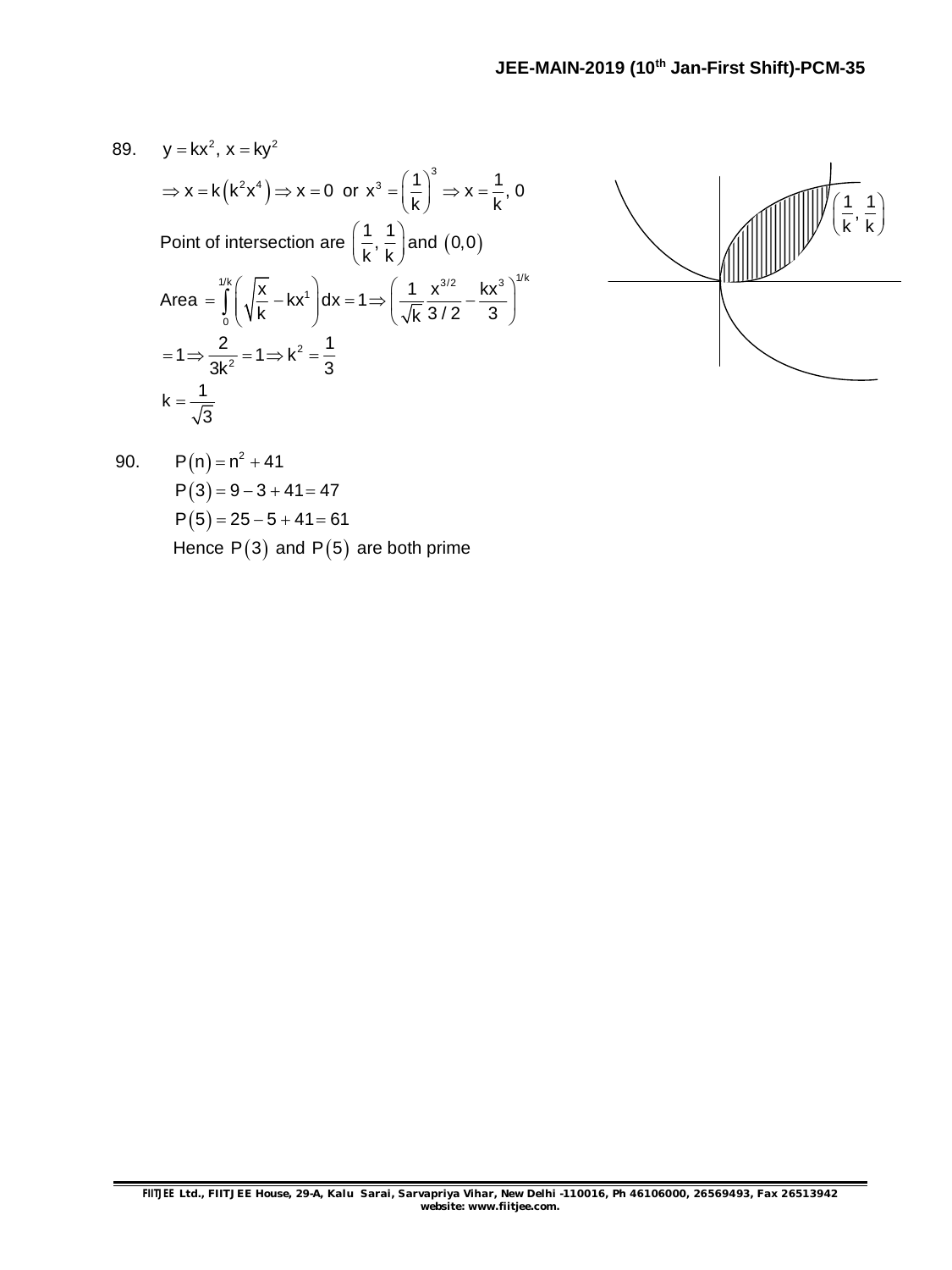89. $y = kx^2, \; x = ky^2$

$\Rightarrow x = k\left(k^2x^4\right) \Rightarrow x = 0$ or $x^3 = \left(\frac{1}{k}\right)^3 \Rightarrow x = \frac{1}{k}, 0$

Point of intersection are $\left(\frac{1}{k}, \frac{1}{k}\right)$ and $(0,0)$

Area $= \int_0^{1/k}\left(\sqrt{\frac{x}{k}} - kx^1\right)dx = 1 \Rightarrow \left(\frac{1}{\sqrt{k}}\frac{x^{3/2}}{3/2} - \frac{kx^3}{3}\right)^{1/k}$

$= 1 \Rightarrow \frac{2}{3k^2} = 1 \Rightarrow k^2 = \frac{1}{3}$

$k = \frac{1}{\sqrt{3}}$

$\left(\frac{1}{k}, \frac{1}{k}\right)$

90. $P(n) = n^2 + 41$

$P(3) = 9 - 3 + 41 = 47$

$P(5) = 25 - 5 + 41 = 61$

Hence $P(3)$ and $P(5)$ are both prime